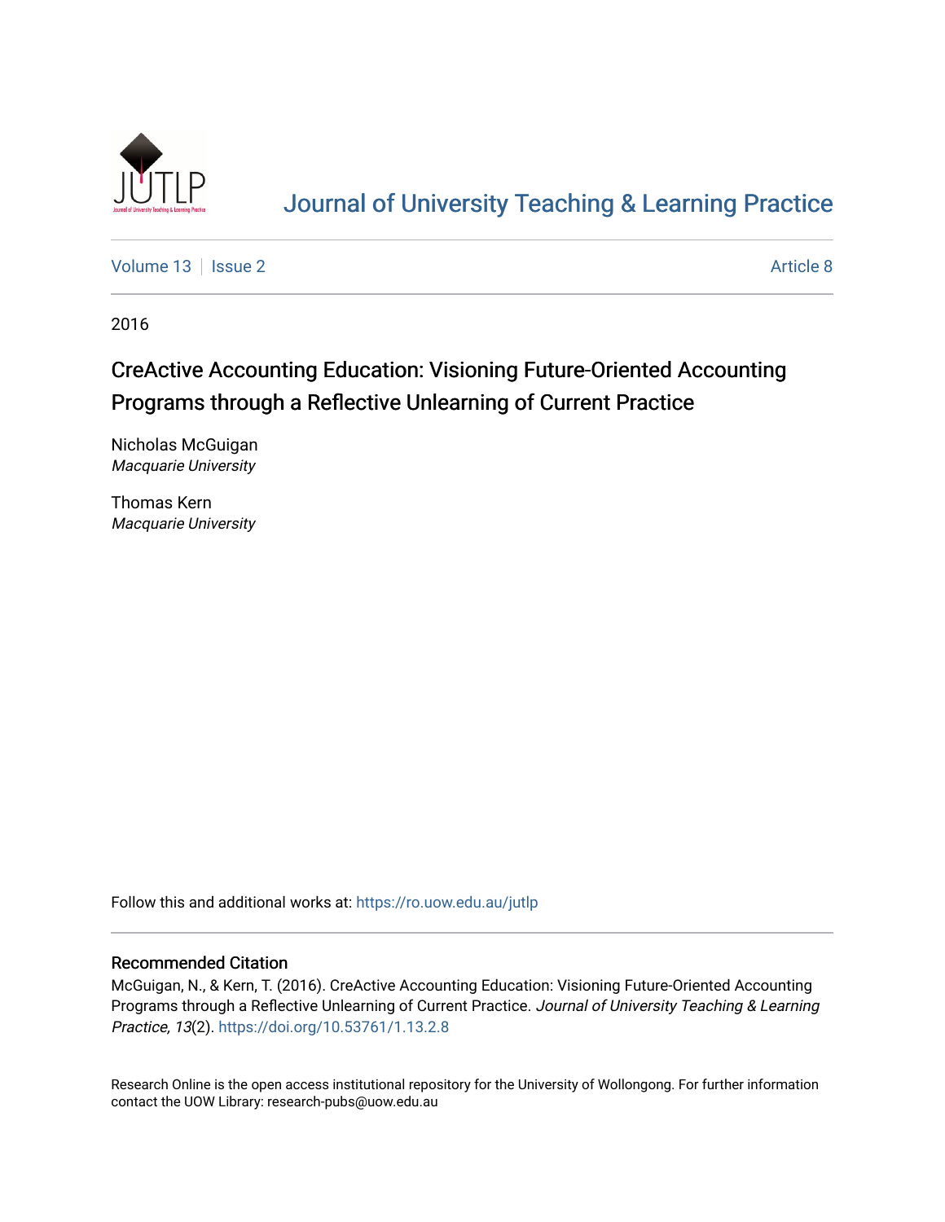# Journal of University Teaching & Learning Practice

Volume 13 | Issue 2 — Article 8

2016

## CreActive Accounting Education: Visioning Future-Oriented Accounting Programs through a Reflective Unlearning of Current Practice

Nicholas McGuigan
*Macquarie University*

Thomas Kern
*Macquarie University*

Follow this and additional works at: https://ro.uow.edu.au/jutlp

### Recommended Citation

McGuigan, N., & Kern, T. (2016). CreActive Accounting Education: Visioning Future-Oriented Accounting Programs through a Reflective Unlearning of Current Practice. *Journal of University Teaching & Learning Practice, 13*(2). https://doi.org/10.53761/1.13.2.8

Research Online is the open access institutional repository for the University of Wollongong. For further information contact the UOW Library: research-pubs@uow.edu.au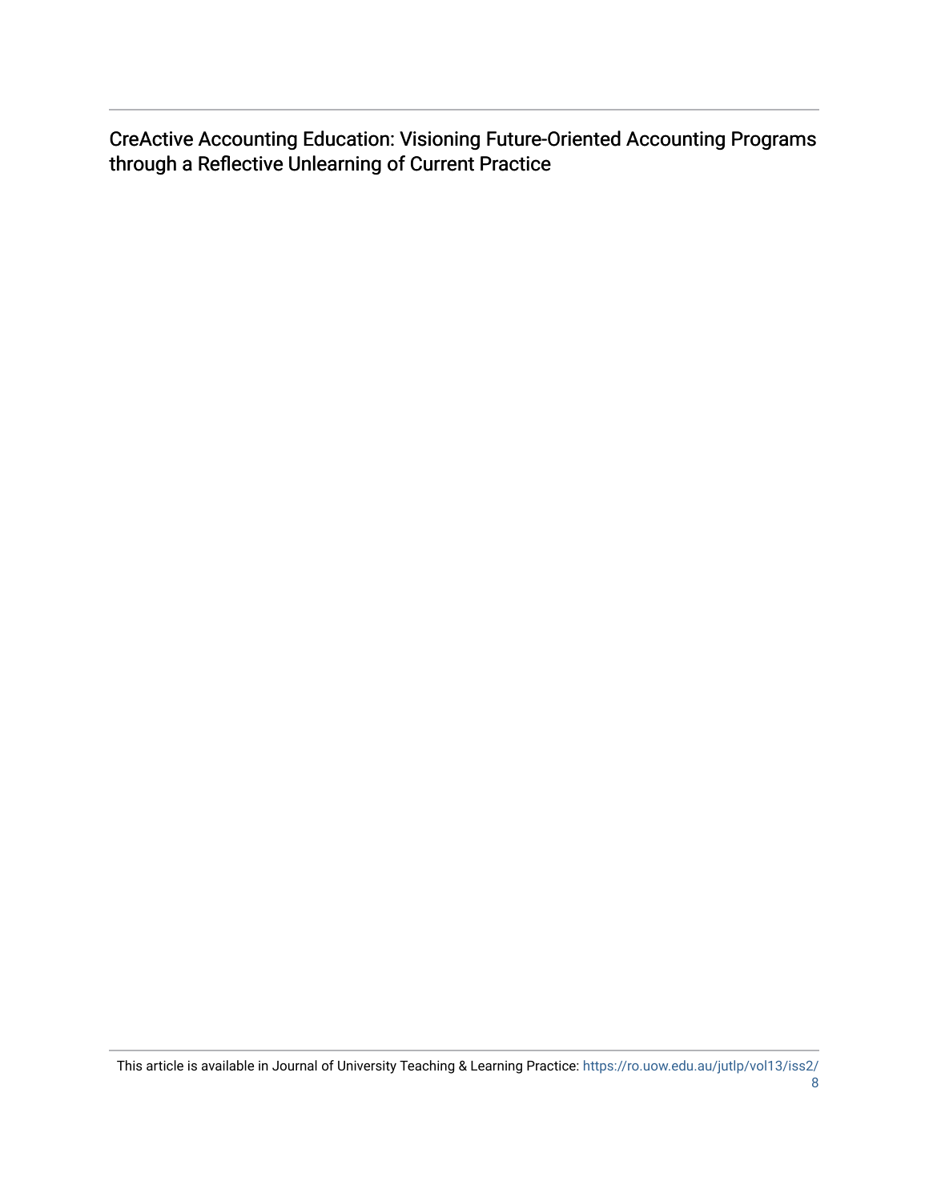CreActive Accounting Education: Visioning Future-Oriented Accounting Programs through a Reflective Unlearning of Current Practice

This article is available in Journal of University Teaching & Learning Practice: https://ro.uow.edu.au/jutlp/vol13/iss2/8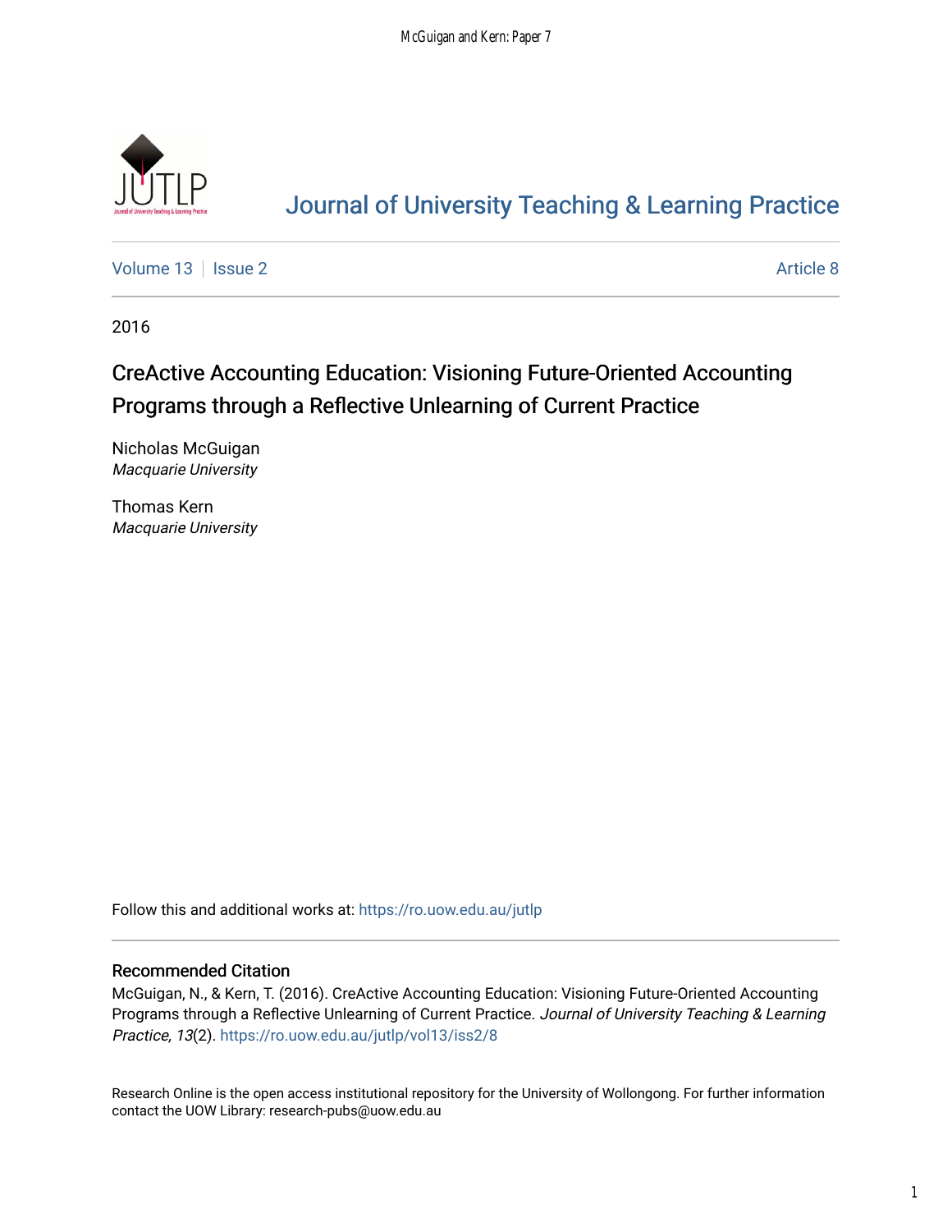# Journal of University Teaching & Learning Practice

Volume 13 | Issue 2 | Article 8

2016

## CreActive Accounting Education: Visioning Future-Oriented Accounting Programs through a Reflective Unlearning of Current Practice

Nicholas McGuigan
*Macquarie University*

Thomas Kern
*Macquarie University*

Follow this and additional works at: https://ro.uow.edu.au/jutlp

### Recommended Citation

McGuigan, N., & Kern, T. (2016). CreActive Accounting Education: Visioning Future-Oriented Accounting Programs through a Reflective Unlearning of Current Practice. *Journal of University Teaching & Learning Practice, 13*(2). https://ro.uow.edu.au/jutlp/vol13/iss2/8

Research Online is the open access institutional repository for the University of Wollongong. For further information contact the UOW Library: research-pubs@uow.edu.au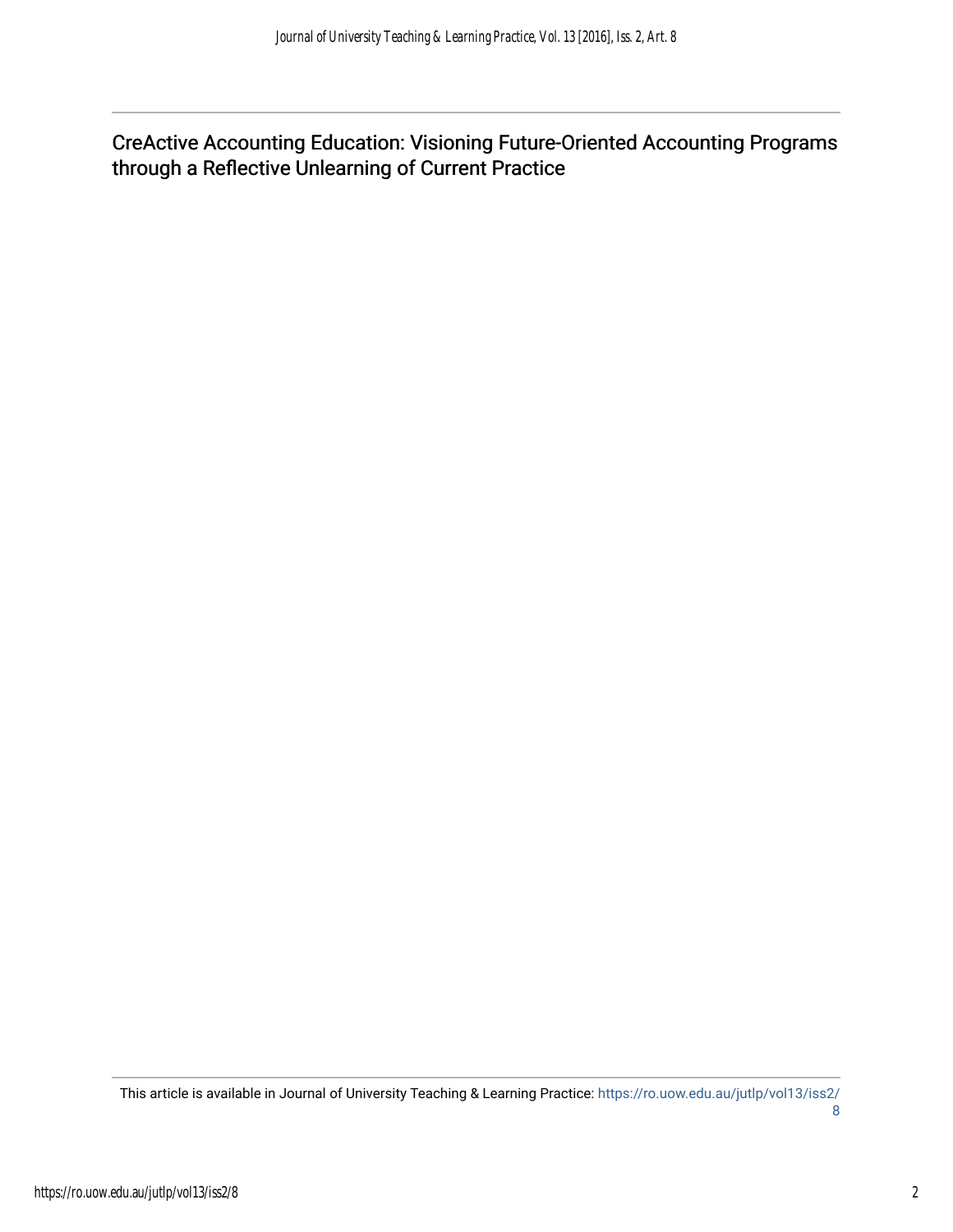# CreActive Accounting Education: Visioning Future-Oriented Accounting Programs through a Reflective Unlearning of Current Practice

This article is available in Journal of University Teaching & Learning Practice: https://ro.uow.edu.au/jutlp/vol13/iss2/8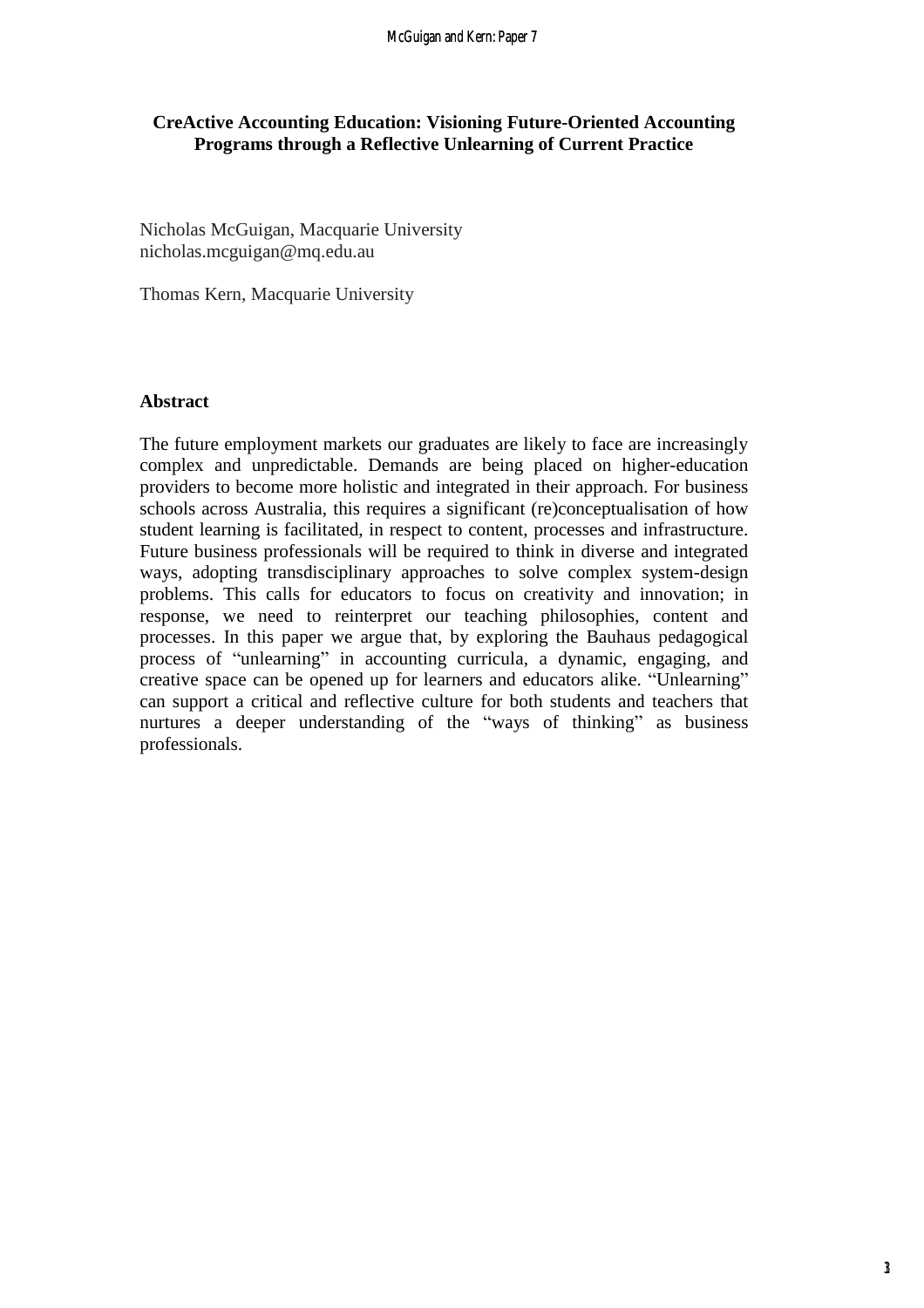## CreActive Accounting Education: Visioning Future-Oriented Accounting Programs through a Reflective Unlearning of Current Practice

Nicholas McGuigan, Macquarie University
nicholas.mcguigan@mq.edu.au

Thomas Kern, Macquarie University

### Abstract

The future employment markets our graduates are likely to face are increasingly complex and unpredictable. Demands are being placed on higher-education providers to become more holistic and integrated in their approach. For business schools across Australia, this requires a significant (re)conceptualisation of how student learning is facilitated, in respect to content, processes and infrastructure. Future business professionals will be required to think in diverse and integrated ways, adopting transdisciplinary approaches to solve complex system-design problems. This calls for educators to focus on creativity and innovation; in response, we need to reinterpret our teaching philosophies, content and processes. In this paper we argue that, by exploring the Bauhaus pedagogical process of "unlearning" in accounting curricula, a dynamic, engaging, and creative space can be opened up for learners and educators alike. "Unlearning" can support a critical and reflective culture for both students and teachers that nurtures a deeper understanding of the "ways of thinking" as business professionals.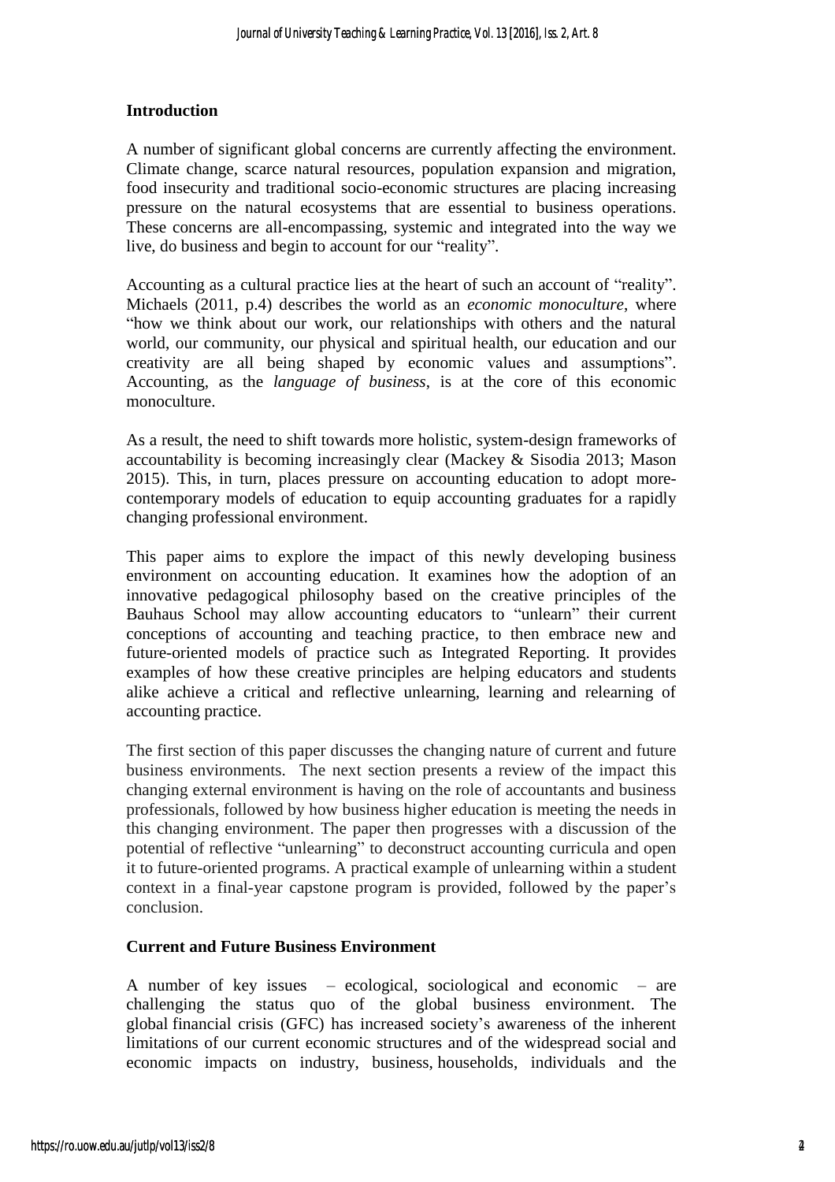## Introduction

A number of significant global concerns are currently affecting the environment. Climate change, scarce natural resources, population expansion and migration, food insecurity and traditional socio-economic structures are placing increasing pressure on the natural ecosystems that are essential to business operations. These concerns are all-encompassing, systemic and integrated into the way we live, do business and begin to account for our "reality".

Accounting as a cultural practice lies at the heart of such an account of "reality". Michaels (2011, p.4) describes the world as an *economic monoculture*, where "how we think about our work, our relationships with others and the natural world, our community, our physical and spiritual health, our education and our creativity are all being shaped by economic values and assumptions". Accounting, as the *language of business*, is at the core of this economic monoculture.

As a result, the need to shift towards more holistic, system-design frameworks of accountability is becoming increasingly clear (Mackey & Sisodia 2013; Mason 2015). This, in turn, places pressure on accounting education to adopt more-contemporary models of education to equip accounting graduates for a rapidly changing professional environment.

This paper aims to explore the impact of this newly developing business environment on accounting education. It examines how the adoption of an innovative pedagogical philosophy based on the creative principles of the Bauhaus School may allow accounting educators to "unlearn" their current conceptions of accounting and teaching practice, to then embrace new and future-oriented models of practice such as Integrated Reporting. It provides examples of how these creative principles are helping educators and students alike achieve a critical and reflective unlearning, learning and relearning of accounting practice.

The first section of this paper discusses the changing nature of current and future business environments. The next section presents a review of the impact this changing external environment is having on the role of accountants and business professionals, followed by how business higher education is meeting the needs in this changing environment. The paper then progresses with a discussion of the potential of reflective "unlearning" to deconstruct accounting curricula and open it to future-oriented programs. A practical example of unlearning within a student context in a final-year capstone program is provided, followed by the paper's conclusion.

## Current and Future Business Environment

A number of key issues – ecological, sociological and economic – are challenging the status quo of the global business environment. The global financial crisis (GFC) has increased society's awareness of the inherent limitations of our current economic structures and of the widespread social and economic impacts on industry, business, households, individuals and the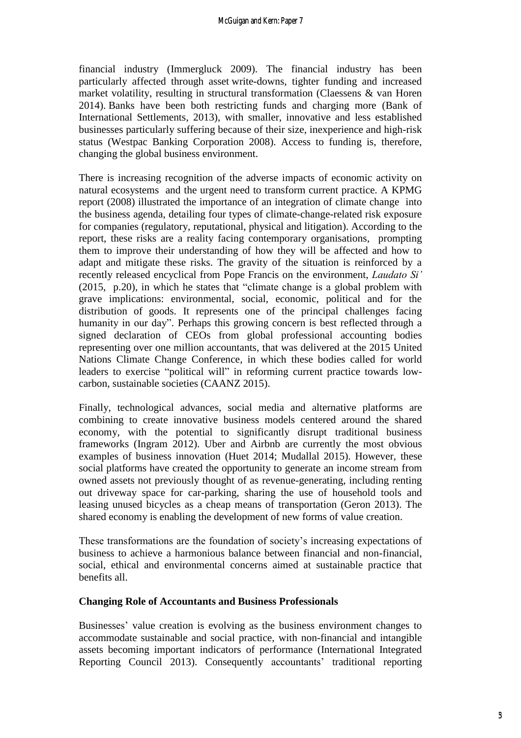financial industry (Immergluck 2009). The financial industry has been particularly affected through asset write-downs, tighter funding and increased market volatility, resulting in structural transformation (Claessens & van Horen 2014). Banks have been both restricting funds and charging more (Bank of International Settlements, 2013), with smaller, innovative and less established businesses particularly suffering because of their size, inexperience and high-risk status (Westpac Banking Corporation 2008). Access to funding is, therefore, changing the global business environment.

There is increasing recognition of the adverse impacts of economic activity on natural ecosystems and the urgent need to transform current practice. A KPMG report (2008) illustrated the importance of an integration of climate change into the business agenda, detailing four types of climate-change-related risk exposure for companies (regulatory, reputational, physical and litigation). According to the report, these risks are a reality facing contemporary organisations, prompting them to improve their understanding of how they will be affected and how to adapt and mitigate these risks. The gravity of the situation is reinforced by a recently released encyclical from Pope Francis on the environment, *Laudato Si'* (2015, p.20), in which he states that "climate change is a global problem with grave implications: environmental, social, economic, political and for the distribution of goods. It represents one of the principal challenges facing humanity in our day". Perhaps this growing concern is best reflected through a signed declaration of CEOs from global professional accounting bodies representing over one million accountants, that was delivered at the 2015 United Nations Climate Change Conference, in which these bodies called for world leaders to exercise "political will" in reforming current practice towards low-carbon, sustainable societies (CAANZ 2015).

Finally, technological advances, social media and alternative platforms are combining to create innovative business models centered around the shared economy, with the potential to significantly disrupt traditional business frameworks (Ingram 2012). Uber and Airbnb are currently the most obvious examples of business innovation (Huet 2014; Mudallal 2015). However, these social platforms have created the opportunity to generate an income stream from owned assets not previously thought of as revenue-generating, including renting out driveway space for car-parking, sharing the use of household tools and leasing unused bicycles as a cheap means of transportation (Geron 2013). The shared economy is enabling the development of new forms of value creation.

These transformations are the foundation of society's increasing expectations of business to achieve a harmonious balance between financial and non-financial, social, ethical and environmental concerns aimed at sustainable practice that benefits all.

## Changing Role of Accountants and Business Professionals

Businesses' value creation is evolving as the business environment changes to accommodate sustainable and social practice, with non-financial and intangible assets becoming important indicators of performance (International Integrated Reporting Council 2013). Consequently accountants' traditional reporting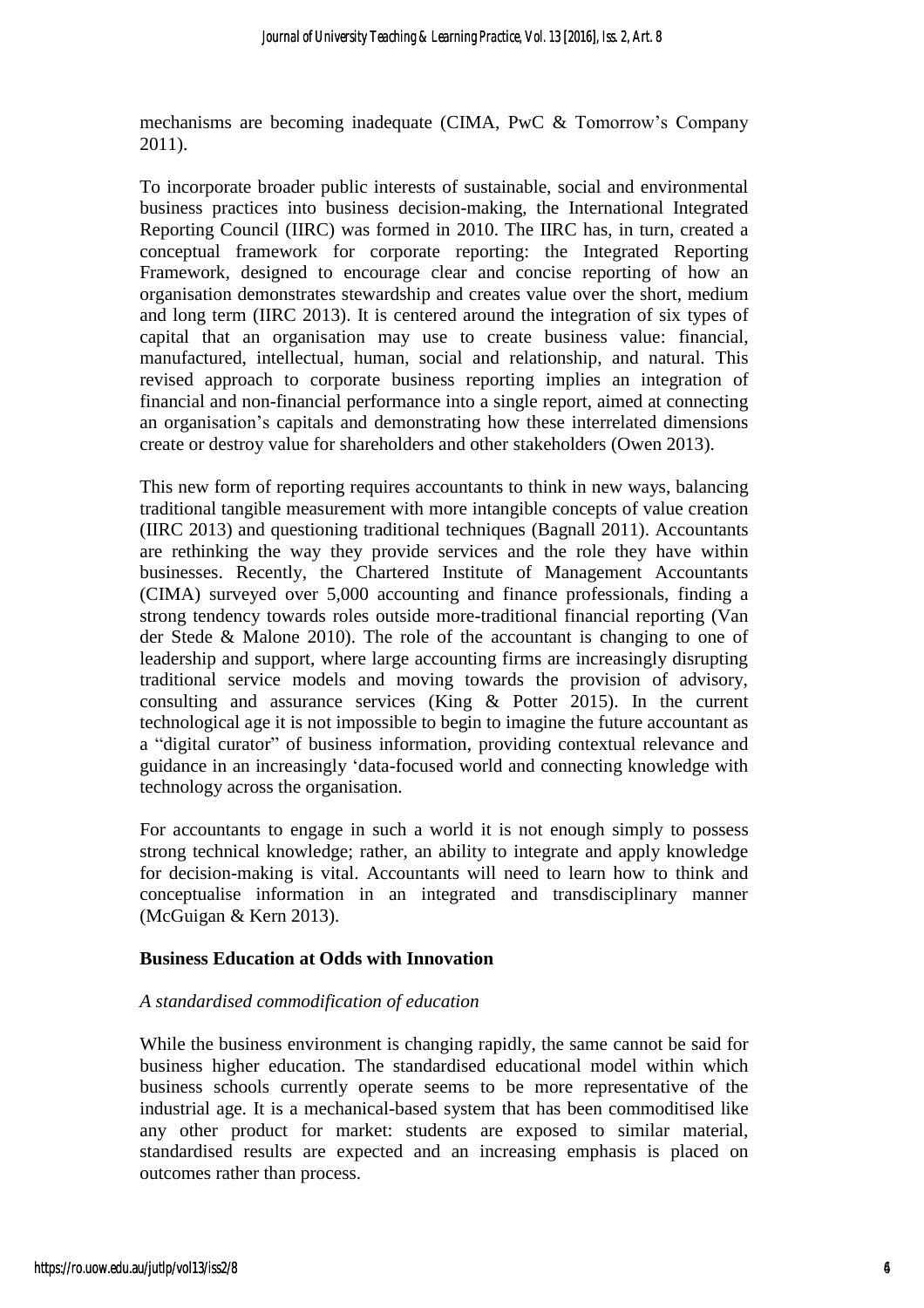mechanisms are becoming inadequate (CIMA, PwC & Tomorrow's Company 2011).

To incorporate broader public interests of sustainable, social and environmental business practices into business decision-making, the International Integrated Reporting Council (IIRC) was formed in 2010. The IIRC has, in turn, created a conceptual framework for corporate reporting: the Integrated Reporting Framework, designed to encourage clear and concise reporting of how an organisation demonstrates stewardship and creates value over the short, medium and long term (IIRC 2013). It is centered around the integration of six types of capital that an organisation may use to create business value: financial, manufactured, intellectual, human, social and relationship, and natural. This revised approach to corporate business reporting implies an integration of financial and non-financial performance into a single report, aimed at connecting an organisation's capitals and demonstrating how these interrelated dimensions create or destroy value for shareholders and other stakeholders (Owen 2013).

This new form of reporting requires accountants to think in new ways, balancing traditional tangible measurement with more intangible concepts of value creation (IIRC 2013) and questioning traditional techniques (Bagnall 2011). Accountants are rethinking the way they provide services and the role they have within businesses. Recently, the Chartered Institute of Management Accountants (CIMA) surveyed over 5,000 accounting and finance professionals, finding a strong tendency towards roles outside more-traditional financial reporting (Van der Stede & Malone 2010). The role of the accountant is changing to one of leadership and support, where large accounting firms are increasingly disrupting traditional service models and moving towards the provision of advisory, consulting and assurance services (King & Potter 2015). In the current technological age it is not impossible to begin to imagine the future accountant as a "digital curator" of business information, providing contextual relevance and guidance in an increasingly 'data-focused world and connecting knowledge with technology across the organisation.

For accountants to engage in such a world it is not enough simply to possess strong technical knowledge; rather, an ability to integrate and apply knowledge for decision-making is vital. Accountants will need to learn how to think and conceptualise information in an integrated and transdisciplinary manner (McGuigan & Kern 2013).

## Business Education at Odds with Innovation

### *A standardised commodification of education*

While the business environment is changing rapidly, the same cannot be said for business higher education. The standardised educational model within which business schools currently operate seems to be more representative of the industrial age. It is a mechanical-based system that has been commoditised like any other product for market: students are exposed to similar material, standardised results are expected and an increasing emphasis is placed on outcomes rather than process.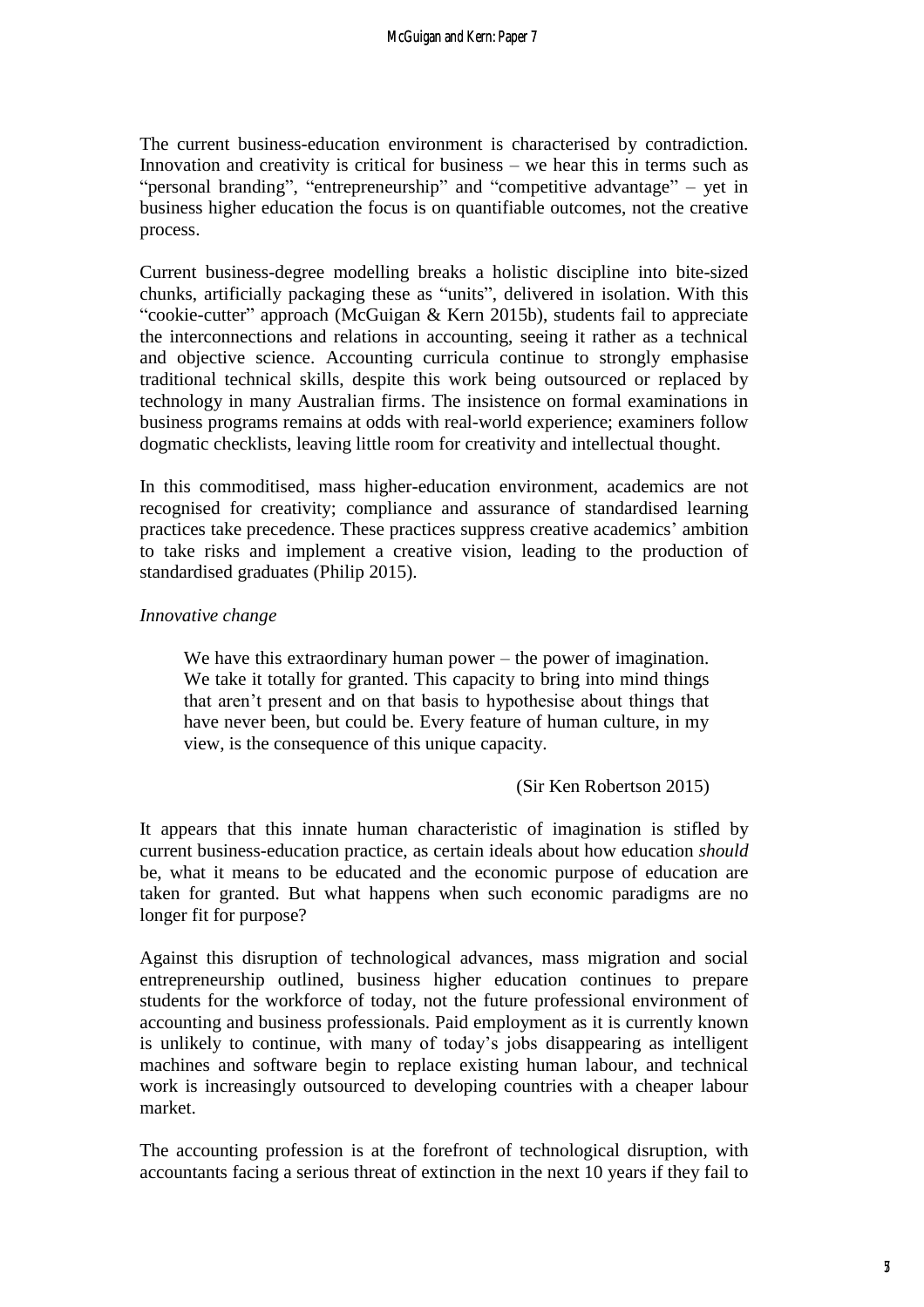The current business-education environment is characterised by contradiction. Innovation and creativity is critical for business – we hear this in terms such as "personal branding", "entrepreneurship" and "competitive advantage" – yet in business higher education the focus is on quantifiable outcomes, not the creative process.

Current business-degree modelling breaks a holistic discipline into bite-sized chunks, artificially packaging these as "units", delivered in isolation. With this "cookie-cutter" approach (McGuigan & Kern 2015b), students fail to appreciate the interconnections and relations in accounting, seeing it rather as a technical and objective science. Accounting curricula continue to strongly emphasise traditional technical skills, despite this work being outsourced or replaced by technology in many Australian firms. The insistence on formal examinations in business programs remains at odds with real-world experience; examiners follow dogmatic checklists, leaving little room for creativity and intellectual thought.

In this commoditised, mass higher-education environment, academics are not recognised for creativity; compliance and assurance of standardised learning practices take precedence. These practices suppress creative academics' ambition to take risks and implement a creative vision, leading to the production of standardised graduates (Philip 2015).

*Innovative change*

> We have this extraordinary human power – the power of imagination. We take it totally for granted. This capacity to bring into mind things that aren't present and on that basis to hypothesise about things that have never been, but could be. Every feature of human culture, in my view, is the consequence of this unique capacity.
>
> (Sir Ken Robertson 2015)

It appears that this innate human characteristic of imagination is stifled by current business-education practice, as certain ideals about how education *should* be, what it means to be educated and the economic purpose of education are taken for granted. But what happens when such economic paradigms are no longer fit for purpose?

Against this disruption of technological advances, mass migration and social entrepreneurship outlined, business higher education continues to prepare students for the workforce of today, not the future professional environment of accounting and business professionals. Paid employment as it is currently known is unlikely to continue, with many of today's jobs disappearing as intelligent machines and software begin to replace existing human labour, and technical work is increasingly outsourced to developing countries with a cheaper labour market.

The accounting profession is at the forefront of technological disruption, with accountants facing a serious threat of extinction in the next 10 years if they fail to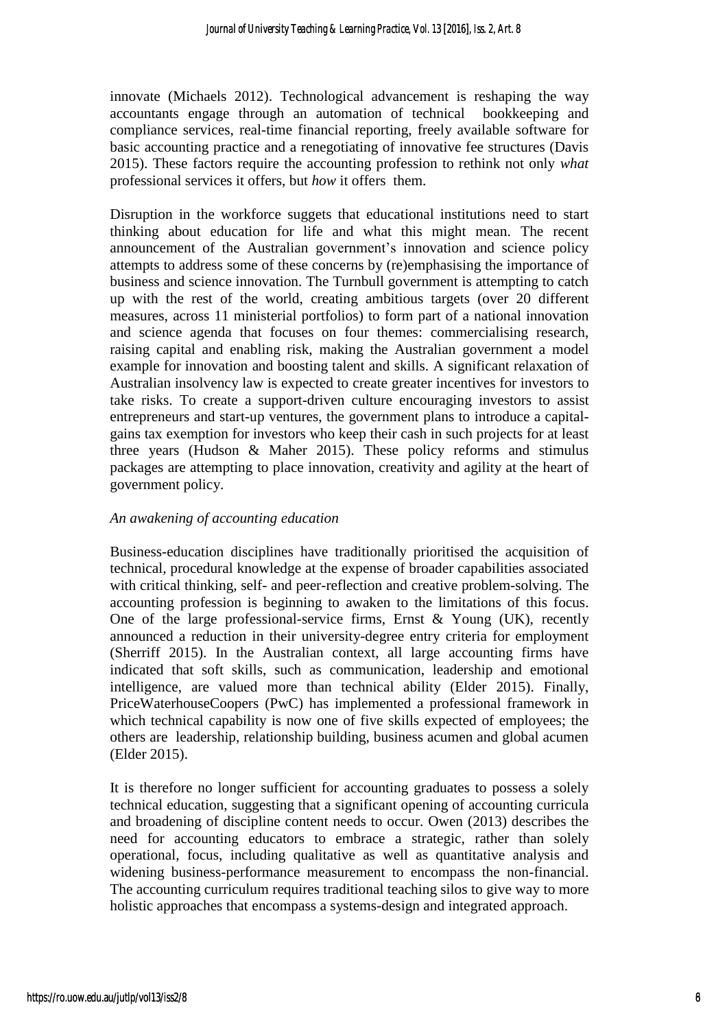innovate (Michaels 2012). Technological advancement is reshaping the way accountants engage through an automation of technical bookkeeping and compliance services, real-time financial reporting, freely available software for basic accounting practice and a renegotiating of innovative fee structures (Davis 2015). These factors require the accounting profession to rethink not only *what* professional services it offers, but *how* it offers them.

Disruption in the workforce suggets that educational institutions need to start thinking about education for life and what this might mean. The recent announcement of the Australian government's innovation and science policy attempts to address some of these concerns by (re)emphasising the importance of business and science innovation. The Turnbull government is attempting to catch up with the rest of the world, creating ambitious targets (over 20 different measures, across 11 ministerial portfolios) to form part of a national innovation and science agenda that focuses on four themes: commercialising research, raising capital and enabling risk, making the Australian government a model example for innovation and boosting talent and skills. A significant relaxation of Australian insolvency law is expected to create greater incentives for investors to take risks. To create a support-driven culture encouraging investors to assist entrepreneurs and start-up ventures, the government plans to introduce a capital-gains tax exemption for investors who keep their cash in such projects for at least three years (Hudson & Maher 2015). These policy reforms and stimulus packages are attempting to place innovation, creativity and agility at the heart of government policy.

*An awakening of accounting education*

Business-education disciplines have traditionally prioritised the acquisition of technical, procedural knowledge at the expense of broader capabilities associated with critical thinking, self- and peer-reflection and creative problem-solving. The accounting profession is beginning to awaken to the limitations of this focus. One of the large professional-service firms, Ernst & Young (UK), recently announced a reduction in their university-degree entry criteria for employment (Sherriff 2015). In the Australian context, all large accounting firms have indicated that soft skills, such as communication, leadership and emotional intelligence, are valued more than technical ability (Elder 2015). Finally, PriceWaterhouseCoopers (PwC) has implemented a professional framework in which technical capability is now one of five skills expected of employees; the others are leadership, relationship building, business acumen and global acumen (Elder 2015).

It is therefore no longer sufficient for accounting graduates to possess a solely technical education, suggesting that a significant opening of accounting curricula and broadening of discipline content needs to occur. Owen (2013) describes the need for accounting educators to embrace a strategic, rather than solely operational, focus, including qualitative as well as quantitative analysis and widening business-performance measurement to encompass the non-financial. The accounting curriculum requires traditional teaching silos to give way to more holistic approaches that encompass a systems-design and integrated approach.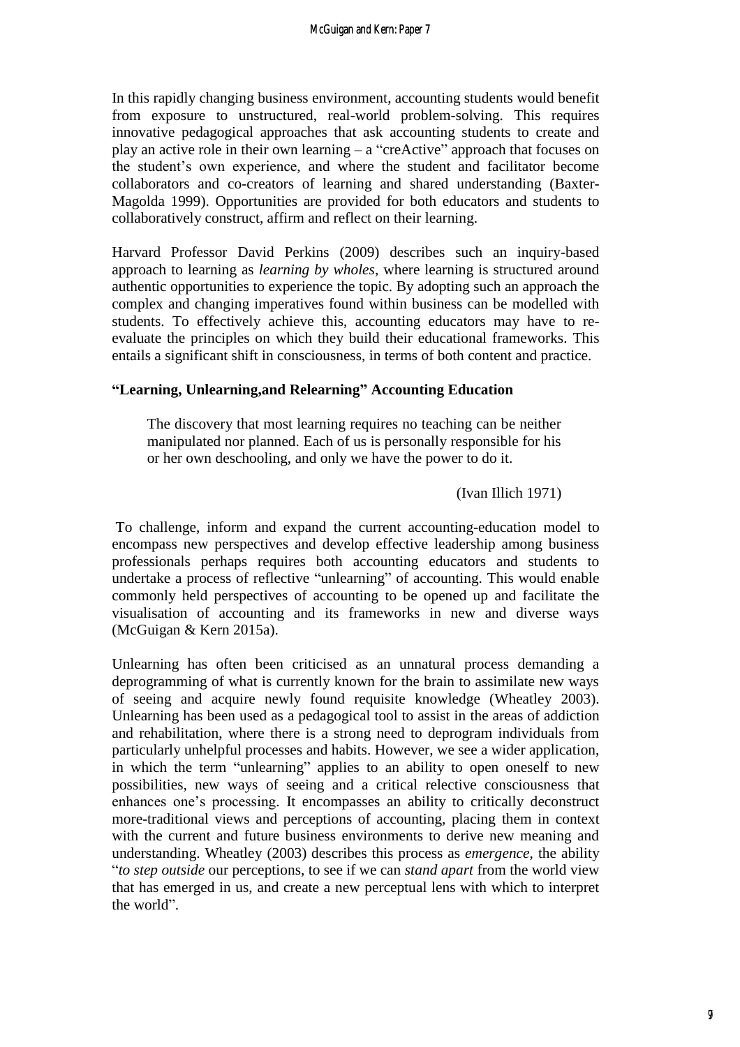In this rapidly changing business environment, accounting students would benefit from exposure to unstructured, real-world problem-solving. This requires innovative pedagogical approaches that ask accounting students to create and play an active role in their own learning – a "creActive" approach that focuses on the student's own experience, and where the student and facilitator become collaborators and co-creators of learning and shared understanding (Baxter-Magolda 1999). Opportunities are provided for both educators and students to collaboratively construct, affirm and reflect on their learning.

Harvard Professor David Perkins (2009) describes such an inquiry-based approach to learning as *learning by wholes*, where learning is structured around authentic opportunities to experience the topic. By adopting such an approach the complex and changing imperatives found within business can be modelled with students. To effectively achieve this, accounting educators may have to re-evaluate the principles on which they build their educational frameworks. This entails a significant shift in consciousness, in terms of both content and practice.

## "Learning, Unlearning,and Relearning" Accounting Education

> The discovery that most learning requires no teaching can be neither manipulated nor planned. Each of us is personally responsible for his or her own deschooling, and only we have the power to do it.
>
> (Ivan Illich 1971)

To challenge, inform and expand the current accounting-education model to encompass new perspectives and develop effective leadership among business professionals perhaps requires both accounting educators and students to undertake a process of reflective "unlearning" of accounting. This would enable commonly held perspectives of accounting to be opened up and facilitate the visualisation of accounting and its frameworks in new and diverse ways (McGuigan & Kern 2015a).

Unlearning has often been criticised as an unnatural process demanding a deprogramming of what is currently known for the brain to assimilate new ways of seeing and acquire newly found requisite knowledge (Wheatley 2003). Unlearning has been used as a pedagogical tool to assist in the areas of addiction and rehabilitation, where there is a strong need to deprogram individuals from particularly unhelpful processes and habits. However, we see a wider application, in which the term "unlearning" applies to an ability to open oneself to new possibilities, new ways of seeing and a critical relective consciousness that enhances one's processing. It encompasses an ability to critically deconstruct more-traditional views and perceptions of accounting, placing them in context with the current and future business environments to derive new meaning and understanding. Wheatley (2003) describes this process as *emergence*, the ability "*to step outside* our perceptions, to see if we can *stand apart* from the world view that has emerged in us, and create a new perceptual lens with which to interpret the world".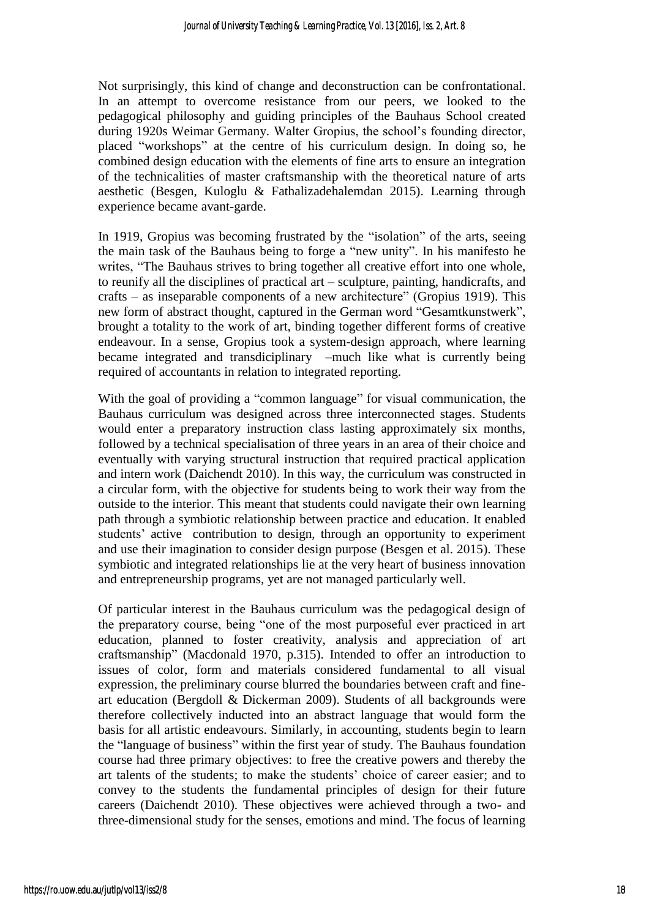Not surprisingly, this kind of change and deconstruction can be confrontational. In an attempt to overcome resistance from our peers, we looked to the pedagogical philosophy and guiding principles of the Bauhaus School created during 1920s Weimar Germany. Walter Gropius, the school's founding director, placed "workshops" at the centre of his curriculum design. In doing so, he combined design education with the elements of fine arts to ensure an integration of the technicalities of master craftsmanship with the theoretical nature of arts aesthetic (Besgen, Kuloglu & Fathalizadehalemdan 2015). Learning through experience became avant-garde.

In 1919, Gropius was becoming frustrated by the "isolation" of the arts, seeing the main task of the Bauhaus being to forge a "new unity". In his manifesto he writes, "The Bauhaus strives to bring together all creative effort into one whole, to reunify all the disciplines of practical art – sculpture, painting, handicrafts, and crafts – as inseparable components of a new architecture" (Gropius 1919). This new form of abstract thought, captured in the German word "Gesamtkunstwerk", brought a totality to the work of art, binding together different forms of creative endeavour. In a sense, Gropius took a system-design approach, where learning became integrated and transdiciplinary –much like what is currently being required of accountants in relation to integrated reporting.

With the goal of providing a "common language" for visual communication, the Bauhaus curriculum was designed across three interconnected stages. Students would enter a preparatory instruction class lasting approximately six months, followed by a technical specialisation of three years in an area of their choice and eventually with varying structural instruction that required practical application and intern work (Daichendt 2010). In this way, the curriculum was constructed in a circular form, with the objective for students being to work their way from the outside to the interior. This meant that students could navigate their own learning path through a symbiotic relationship between practice and education. It enabled students' active contribution to design, through an opportunity to experiment and use their imagination to consider design purpose (Besgen et al. 2015). These symbiotic and integrated relationships lie at the very heart of business innovation and entrepreneurship programs, yet are not managed particularly well.

Of particular interest in the Bauhaus curriculum was the pedagogical design of the preparatory course, being "one of the most purposeful ever practiced in art education, planned to foster creativity, analysis and appreciation of art craftsmanship" (Macdonald 1970, p.315). Intended to offer an introduction to issues of color, form and materials considered fundamental to all visual expression, the preliminary course blurred the boundaries between craft and fine-art education (Bergdoll & Dickerman 2009). Students of all backgrounds were therefore collectively inducted into an abstract language that would form the basis for all artistic endeavours. Similarly, in accounting, students begin to learn the "language of business" within the first year of study. The Bauhaus foundation course had three primary objectives: to free the creative powers and thereby the art talents of the students; to make the students' choice of career easier; and to convey to the students the fundamental principles of design for their future careers (Daichendt 2010). These objectives were achieved through a two- and three-dimensional study for the senses, emotions and mind. The focus of learning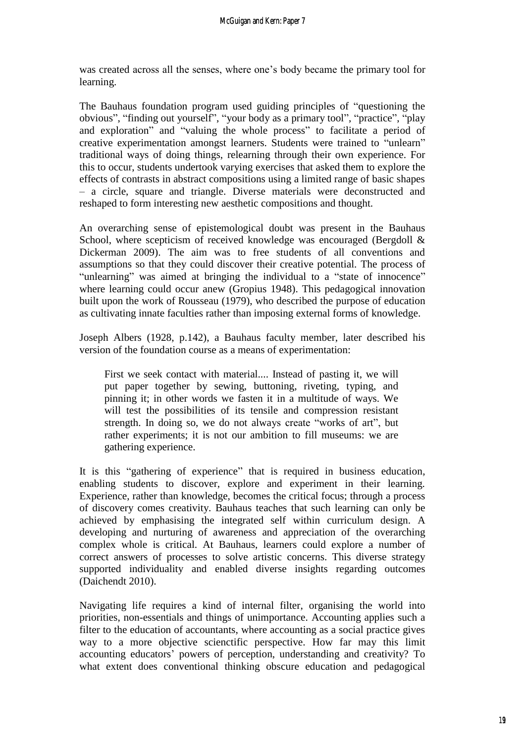was created across all the senses, where one's body became the primary tool for learning.

The Bauhaus foundation program used guiding principles of "questioning the obvious", "finding out yourself", "your body as a primary tool", "practice", "play and exploration" and "valuing the whole process" to facilitate a period of creative experimentation amongst learners. Students were trained to "unlearn" traditional ways of doing things, relearning through their own experience. For this to occur, students undertook varying exercises that asked them to explore the effects of contrasts in abstract compositions using a limited range of basic shapes – a circle, square and triangle. Diverse materials were deconstructed and reshaped to form interesting new aesthetic compositions and thought.

An overarching sense of epistemological doubt was present in the Bauhaus School, where scepticism of received knowledge was encouraged (Bergdoll & Dickerman 2009). The aim was to free students of all conventions and assumptions so that they could discover their creative potential. The process of "unlearning" was aimed at bringing the individual to a "state of innocence" where learning could occur anew (Gropius 1948). This pedagogical innovation built upon the work of Rousseau (1979), who described the purpose of education as cultivating innate faculties rather than imposing external forms of knowledge.

Joseph Albers (1928, p.142), a Bauhaus faculty member, later described his version of the foundation course as a means of experimentation:

> First we seek contact with material.... Instead of pasting it, we will put paper together by sewing, buttoning, riveting, typing, and pinning it; in other words we fasten it in a multitude of ways. We will test the possibilities of its tensile and compression resistant strength. In doing so, we do not always create "works of art", but rather experiments; it is not our ambition to fill museums: we are gathering experience.

It is this "gathering of experience" that is required in business education, enabling students to discover, explore and experiment in their learning. Experience, rather than knowledge, becomes the critical focus; through a process of discovery comes creativity. Bauhaus teaches that such learning can only be achieved by emphasising the integrated self within curriculum design. A developing and nurturing of awareness and appreciation of the overarching complex whole is critical. At Bauhaus, learners could explore a number of correct answers of processes to solve artistic concerns. This diverse strategy supported individuality and enabled diverse insights regarding outcomes (Daichendt 2010).

Navigating life requires a kind of internal filter, organising the world into priorities, non-essentials and things of unimportance. Accounting applies such a filter to the education of accountants, where accounting as a social practice gives way to a more objective scienctific perspective. How far may this limit accounting educators' powers of perception, understanding and creativity? To what extent does conventional thinking obscure education and pedagogical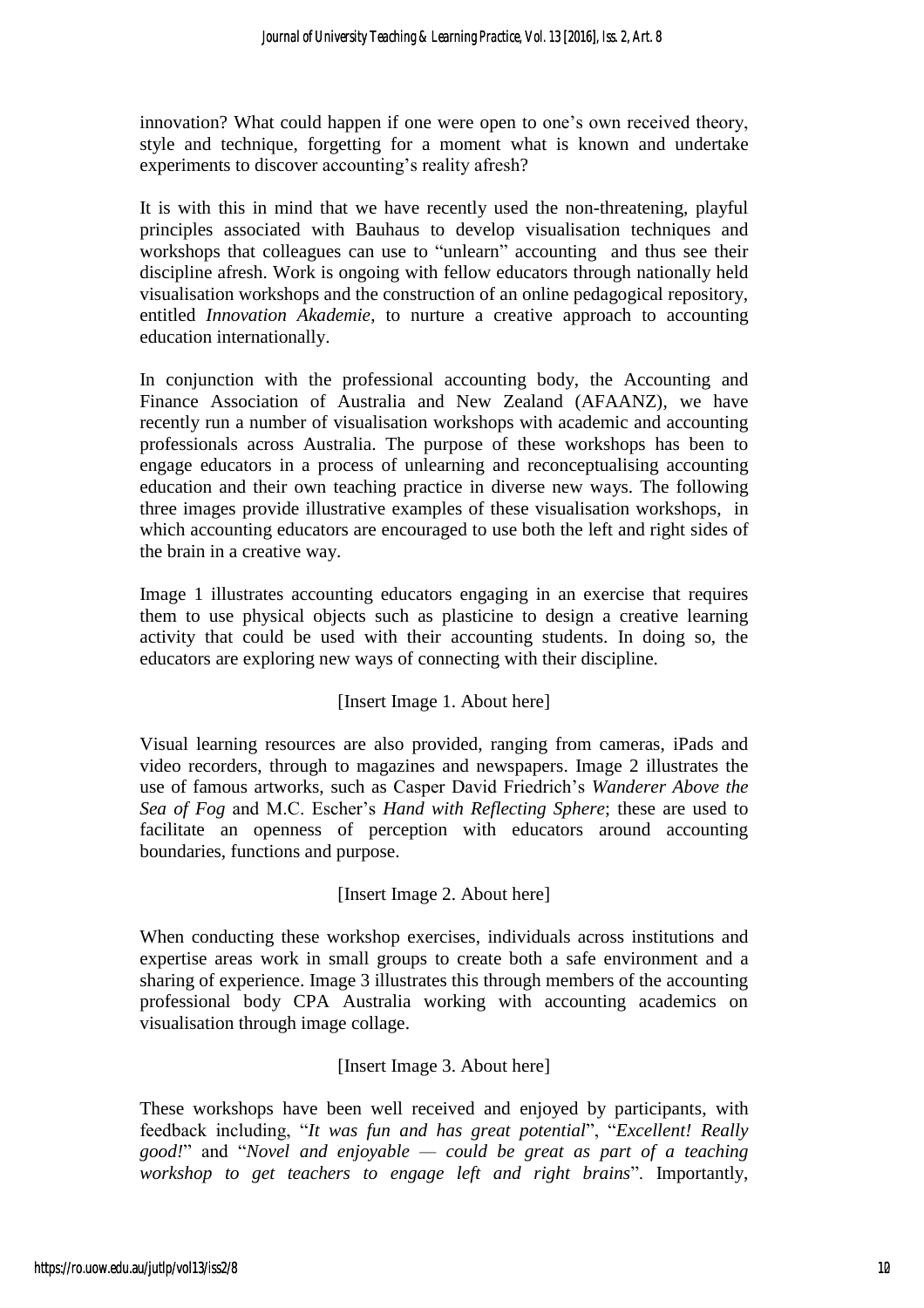innovation? What could happen if one were open to one's own received theory, style and technique, forgetting for a moment what is known and undertake experiments to discover accounting's reality afresh?

It is with this in mind that we have recently used the non-threatening, playful principles associated with Bauhaus to develop visualisation techniques and workshops that colleagues can use to "unlearn" accounting and thus see their discipline afresh. Work is ongoing with fellow educators through nationally held visualisation workshops and the construction of an online pedagogical repository, entitled *Innovation Akademie*, to nurture a creative approach to accounting education internationally.

In conjunction with the professional accounting body, the Accounting and Finance Association of Australia and New Zealand (AFAANZ), we have recently run a number of visualisation workshops with academic and accounting professionals across Australia. The purpose of these workshops has been to engage educators in a process of unlearning and reconceptualising accounting education and their own teaching practice in diverse new ways. The following three images provide illustrative examples of these visualisation workshops, in which accounting educators are encouraged to use both the left and right sides of the brain in a creative way.

Image 1 illustrates accounting educators engaging in an exercise that requires them to use physical objects such as plasticine to design a creative learning activity that could be used with their accounting students. In doing so, the educators are exploring new ways of connecting with their discipline.

[Insert Image 1. About here]

Visual learning resources are also provided, ranging from cameras, iPads and video recorders, through to magazines and newspapers. Image 2 illustrates the use of famous artworks, such as Casper David Friedrich's *Wanderer Above the Sea of Fog* and M.C. Escher's *Hand with Reflecting Sphere*; these are used to facilitate an openness of perception with educators around accounting boundaries, functions and purpose.

[Insert Image 2. About here]

When conducting these workshop exercises, individuals across institutions and expertise areas work in small groups to create both a safe environment and a sharing of experience. Image 3 illustrates this through members of the accounting professional body CPA Australia working with accounting academics on visualisation through image collage.

[Insert Image 3. About here]

These workshops have been well received and enjoyed by participants, with feedback including, "*It was fun and has great potential*", "*Excellent! Really good!*" and "*Novel and enjoyable — could be great as part of a teaching workshop to get teachers to engage left and right brains*". Importantly,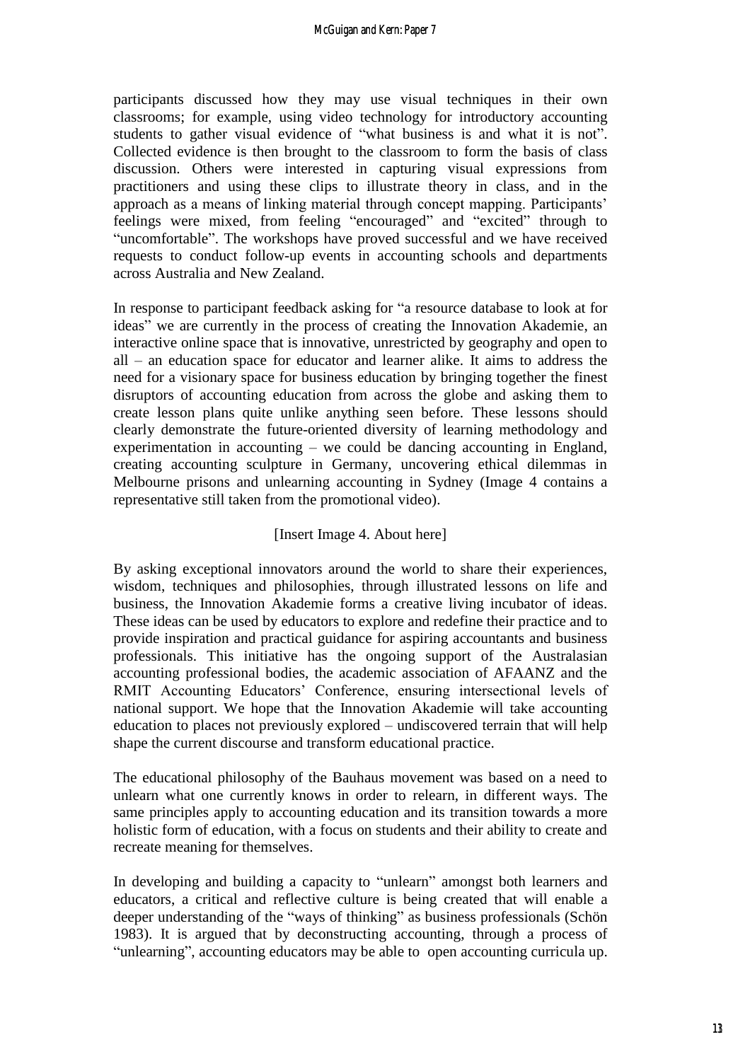participants discussed how they may use visual techniques in their own classrooms; for example, using video technology for introductory accounting students to gather visual evidence of "what business is and what it is not". Collected evidence is then brought to the classroom to form the basis of class discussion. Others were interested in capturing visual expressions from practitioners and using these clips to illustrate theory in class, and in the approach as a means of linking material through concept mapping. Participants' feelings were mixed, from feeling "encouraged" and "excited" through to "uncomfortable". The workshops have proved successful and we have received requests to conduct follow-up events in accounting schools and departments across Australia and New Zealand.

In response to participant feedback asking for "a resource database to look at for ideas" we are currently in the process of creating the Innovation Akademie, an interactive online space that is innovative, unrestricted by geography and open to all – an education space for educator and learner alike. It aims to address the need for a visionary space for business education by bringing together the finest disruptors of accounting education from across the globe and asking them to create lesson plans quite unlike anything seen before. These lessons should clearly demonstrate the future-oriented diversity of learning methodology and experimentation in accounting – we could be dancing accounting in England, creating accounting sculpture in Germany, uncovering ethical dilemmas in Melbourne prisons and unlearning accounting in Sydney (Image 4 contains a representative still taken from the promotional video).

[Insert Image 4. About here]

By asking exceptional innovators around the world to share their experiences, wisdom, techniques and philosophies, through illustrated lessons on life and business, the Innovation Akademie forms a creative living incubator of ideas. These ideas can be used by educators to explore and redefine their practice and to provide inspiration and practical guidance for aspiring accountants and business professionals. This initiative has the ongoing support of the Australasian accounting professional bodies, the academic association of AFAANZ and the RMIT Accounting Educators' Conference, ensuring intersectional levels of national support. We hope that the Innovation Akademie will take accounting education to places not previously explored – undiscovered terrain that will help shape the current discourse and transform educational practice.

The educational philosophy of the Bauhaus movement was based on a need to unlearn what one currently knows in order to relearn, in different ways. The same principles apply to accounting education and its transition towards a more holistic form of education, with a focus on students and their ability to create and recreate meaning for themselves.

In developing and building a capacity to "unlearn" amongst both learners and educators, a critical and reflective culture is being created that will enable a deeper understanding of the "ways of thinking" as business professionals (Schön 1983). It is argued that by deconstructing accounting, through a process of "unlearning", accounting educators may be able to open accounting curricula up.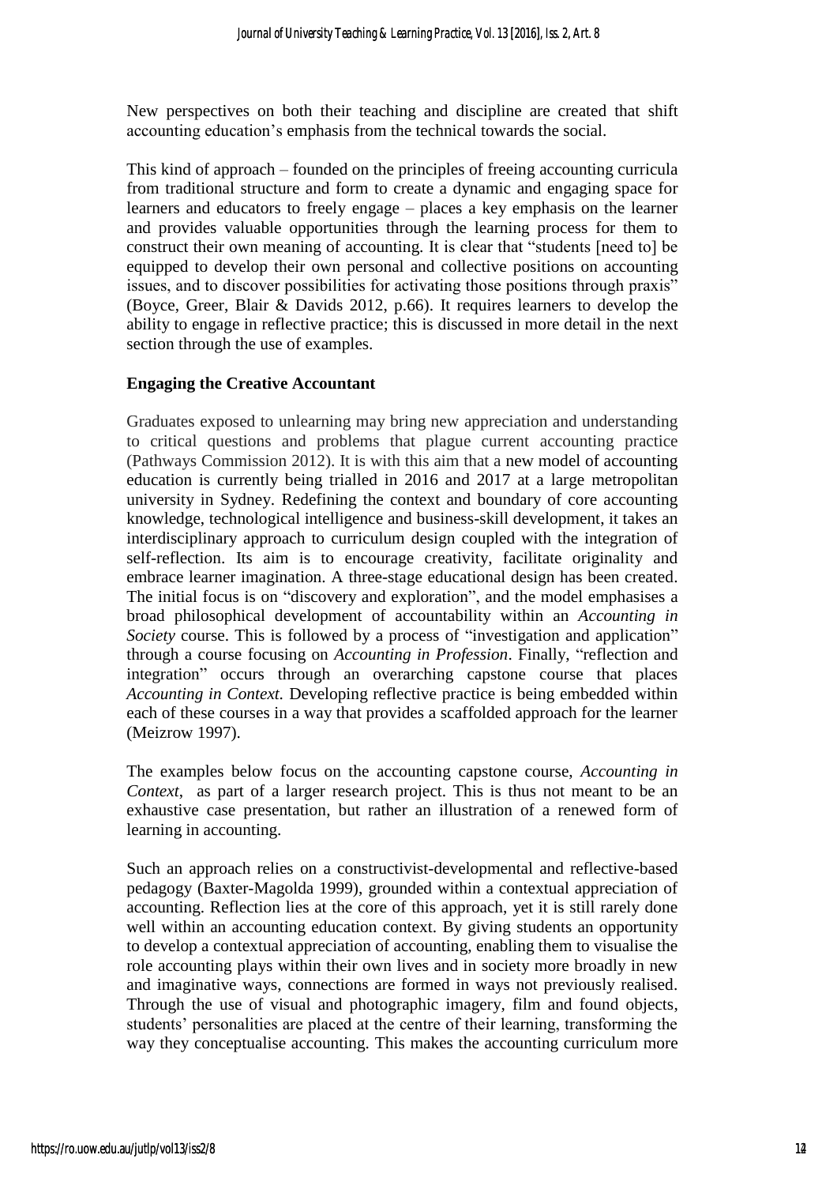New perspectives on both their teaching and discipline are created that shift accounting education's emphasis from the technical towards the social.

This kind of approach – founded on the principles of freeing accounting curricula from traditional structure and form to create a dynamic and engaging space for learners and educators to freely engage – places a key emphasis on the learner and provides valuable opportunities through the learning process for them to construct their own meaning of accounting. It is clear that "students [need to] be equipped to develop their own personal and collective positions on accounting issues, and to discover possibilities for activating those positions through praxis" (Boyce, Greer, Blair & Davids 2012, p.66). It requires learners to develop the ability to engage in reflective practice; this is discussed in more detail in the next section through the use of examples.

**Engaging the Creative Accountant**

Graduates exposed to unlearning may bring new appreciation and understanding to critical questions and problems that plague current accounting practice (Pathways Commission 2012). It is with this aim that a new model of accounting education is currently being trialled in 2016 and 2017 at a large metropolitan university in Sydney. Redefining the context and boundary of core accounting knowledge, technological intelligence and business-skill development, it takes an interdisciplinary approach to curriculum design coupled with the integration of self-reflection. Its aim is to encourage creativity, facilitate originality and embrace learner imagination. A three-stage educational design has been created. The initial focus is on "discovery and exploration", and the model emphasises a broad philosophical development of accountability within an *Accounting in Society* course. This is followed by a process of "investigation and application" through a course focusing on *Accounting in Profession*. Finally, "reflection and integration" occurs through an overarching capstone course that places *Accounting in Context.* Developing reflective practice is being embedded within each of these courses in a way that provides a scaffolded approach for the learner (Meizrow 1997).

The examples below focus on the accounting capstone course, *Accounting in Context*, as part of a larger research project. This is thus not meant to be an exhaustive case presentation, but rather an illustration of a renewed form of learning in accounting.

Such an approach relies on a constructivist-developmental and reflective-based pedagogy (Baxter-Magolda 1999), grounded within a contextual appreciation of accounting. Reflection lies at the core of this approach, yet it is still rarely done well within an accounting education context. By giving students an opportunity to develop a contextual appreciation of accounting, enabling them to visualise the role accounting plays within their own lives and in society more broadly in new and imaginative ways, connections are formed in ways not previously realised. Through the use of visual and photographic imagery, film and found objects, students' personalities are placed at the centre of their learning, transforming the way they conceptualise accounting. This makes the accounting curriculum more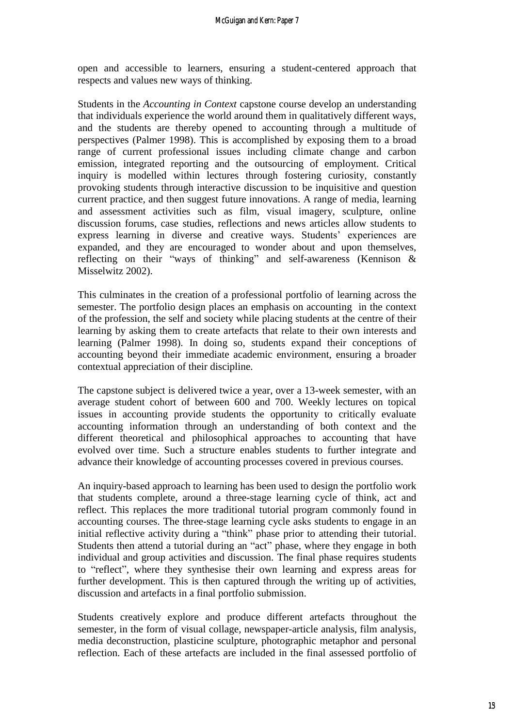open and accessible to learners, ensuring a student-centered approach that respects and values new ways of thinking.

Students in the *Accounting in Context* capstone course develop an understanding that individuals experience the world around them in qualitatively different ways, and the students are thereby opened to accounting through a multitude of perspectives (Palmer 1998). This is accomplished by exposing them to a broad range of current professional issues including climate change and carbon emission, integrated reporting and the outsourcing of employment. Critical inquiry is modelled within lectures through fostering curiosity, constantly provoking students through interactive discussion to be inquisitive and question current practice, and then suggest future innovations. A range of media, learning and assessment activities such as film, visual imagery, sculpture, online discussion forums, case studies, reflections and news articles allow students to express learning in diverse and creative ways. Students' experiences are expanded, and they are encouraged to wonder about and upon themselves, reflecting on their "ways of thinking" and self-awareness (Kennison & Misselwitz 2002).

This culminates in the creation of a professional portfolio of learning across the semester. The portfolio design places an emphasis on accounting in the context of the profession, the self and society while placing students at the centre of their learning by asking them to create artefacts that relate to their own interests and learning (Palmer 1998). In doing so, students expand their conceptions of accounting beyond their immediate academic environment, ensuring a broader contextual appreciation of their discipline.

The capstone subject is delivered twice a year, over a 13-week semester, with an average student cohort of between 600 and 700. Weekly lectures on topical issues in accounting provide students the opportunity to critically evaluate accounting information through an understanding of both context and the different theoretical and philosophical approaches to accounting that have evolved over time. Such a structure enables students to further integrate and advance their knowledge of accounting processes covered in previous courses.

An inquiry-based approach to learning has been used to design the portfolio work that students complete, around a three-stage learning cycle of think, act and reflect. This replaces the more traditional tutorial program commonly found in accounting courses. The three-stage learning cycle asks students to engage in an initial reflective activity during a "think" phase prior to attending their tutorial. Students then attend a tutorial during an "act" phase, where they engage in both individual and group activities and discussion. The final phase requires students to "reflect", where they synthesise their own learning and express areas for further development. This is then captured through the writing up of activities, discussion and artefacts in a final portfolio submission.

Students creatively explore and produce different artefacts throughout the semester, in the form of visual collage, newspaper-article analysis, film analysis, media deconstruction, plasticine sculpture, photographic metaphor and personal reflection. Each of these artefacts are included in the final assessed portfolio of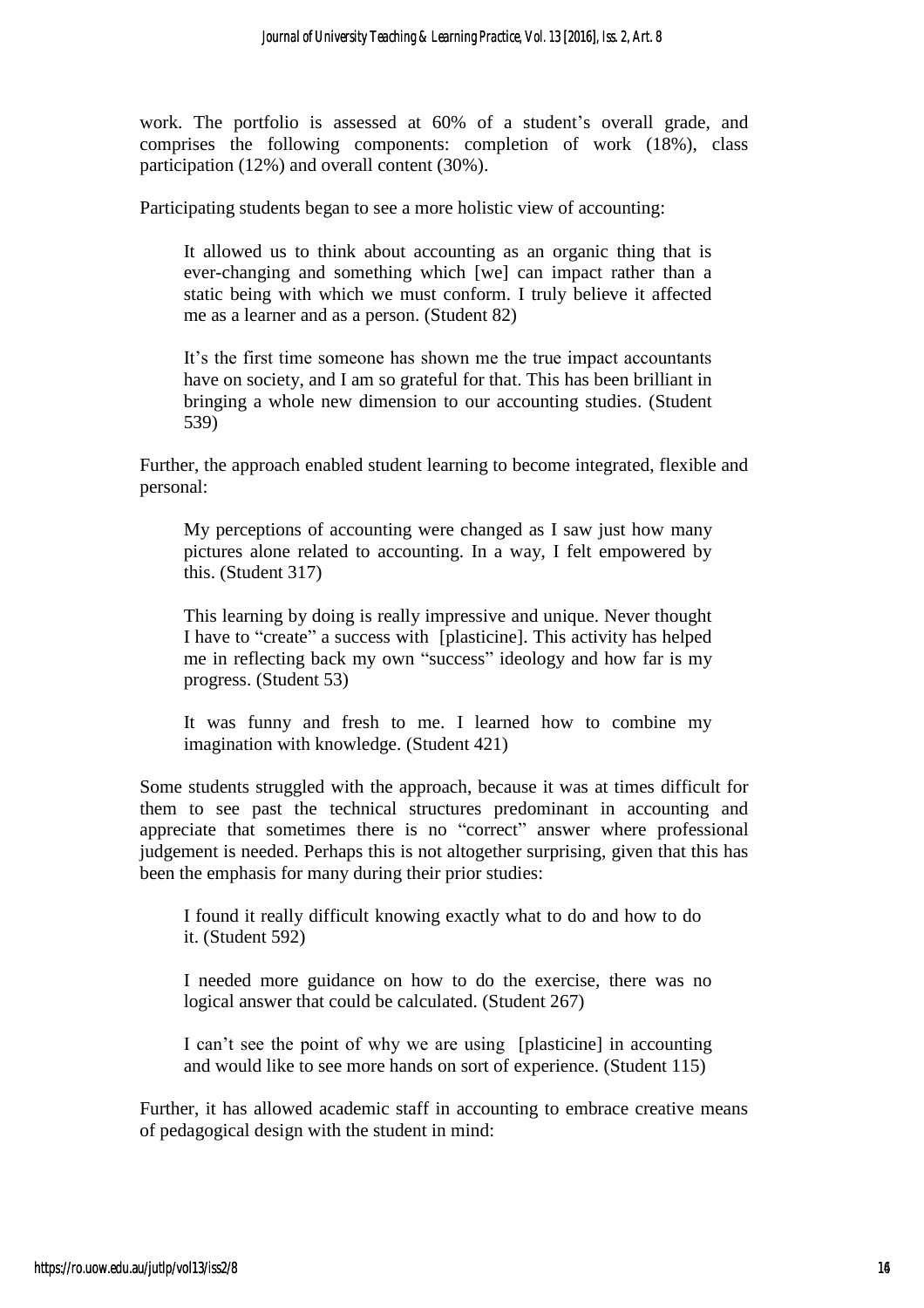work. The portfolio is assessed at 60% of a student's overall grade, and comprises the following components: completion of work (18%), class participation (12%) and overall content (30%).

Participating students began to see a more holistic view of accounting:

> It allowed us to think about accounting as an organic thing that is ever-changing and something which [we] can impact rather than a static being with which we must conform. I truly believe it affected me as a learner and as a person. (Student 82)

> It's the first time someone has shown me the true impact accountants have on society, and I am so grateful for that. This has been brilliant in bringing a whole new dimension to our accounting studies. (Student 539)

Further, the approach enabled student learning to become integrated, flexible and personal:

> My perceptions of accounting were changed as I saw just how many pictures alone related to accounting. In a way, I felt empowered by this. (Student 317)

> This learning by doing is really impressive and unique. Never thought I have to "create" a success with [plasticine]. This activity has helped me in reflecting back my own "success" ideology and how far is my progress. (Student 53)

> It was funny and fresh to me. I learned how to combine my imagination with knowledge. (Student 421)

Some students struggled with the approach, because it was at times difficult for them to see past the technical structures predominant in accounting and appreciate that sometimes there is no "correct" answer where professional judgement is needed. Perhaps this is not altogether surprising, given that this has been the emphasis for many during their prior studies:

> I found it really difficult knowing exactly what to do and how to do it. (Student 592)

> I needed more guidance on how to do the exercise, there was no logical answer that could be calculated. (Student 267)

> I can't see the point of why we are using [plasticine] in accounting and would like to see more hands on sort of experience. (Student 115)

Further, it has allowed academic staff in accounting to embrace creative means of pedagogical design with the student in mind: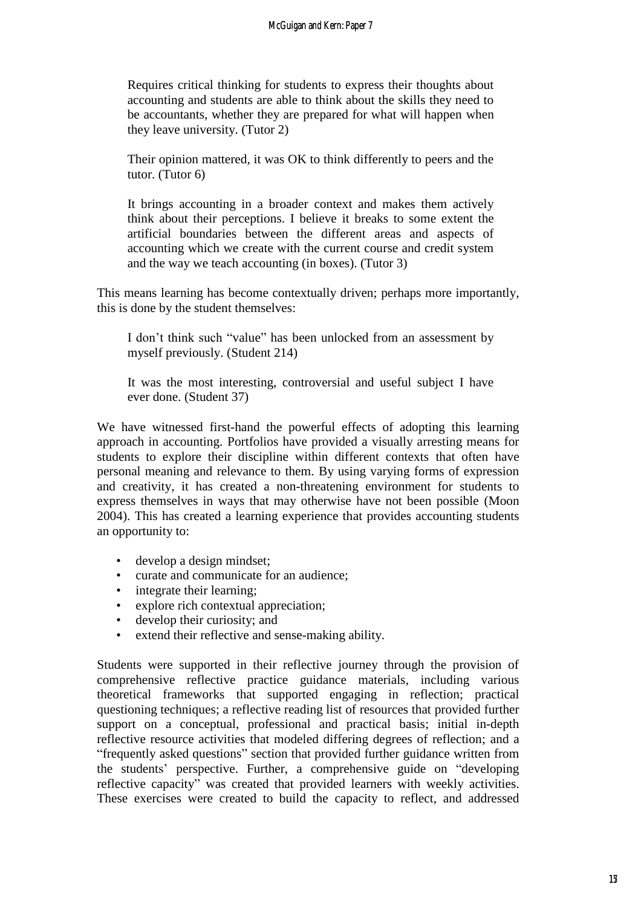> Requires critical thinking for students to express their thoughts about accounting and students are able to think about the skills they need to be accountants, whether they are prepared for what will happen when they leave university. (Tutor 2)

> Their opinion mattered, it was OK to think differently to peers and the tutor. (Tutor 6)

> It brings accounting in a broader context and makes them actively think about their perceptions. I believe it breaks to some extent the artificial boundaries between the different areas and aspects of accounting which we create with the current course and credit system and the way we teach accounting (in boxes). (Tutor 3)

This means learning has become contextually driven; perhaps more importantly, this is done by the student themselves:

> I don't think such "value" has been unlocked from an assessment by myself previously. (Student 214)

> It was the most interesting, controversial and useful subject I have ever done. (Student 37)

We have witnessed first-hand the powerful effects of adopting this learning approach in accounting. Portfolios have provided a visually arresting means for students to explore their discipline within different contexts that often have personal meaning and relevance to them. By using varying forms of expression and creativity, it has created a non-threatening environment for students to express themselves in ways that may otherwise have not been possible (Moon 2004). This has created a learning experience that provides accounting students an opportunity to:

- develop a design mindset;
- curate and communicate for an audience;
- integrate their learning;
- explore rich contextual appreciation;
- develop their curiosity; and
- extend their reflective and sense-making ability.

Students were supported in their reflective journey through the provision of comprehensive reflective practice guidance materials, including various theoretical frameworks that supported engaging in reflection; practical questioning techniques; a reflective reading list of resources that provided further support on a conceptual, professional and practical basis; initial in-depth reflective resource activities that modeled differing degrees of reflection; and a "frequently asked questions" section that provided further guidance written from the students' perspective. Further, a comprehensive guide on "developing reflective capacity" was created that provided learners with weekly activities. These exercises were created to build the capacity to reflect, and addressed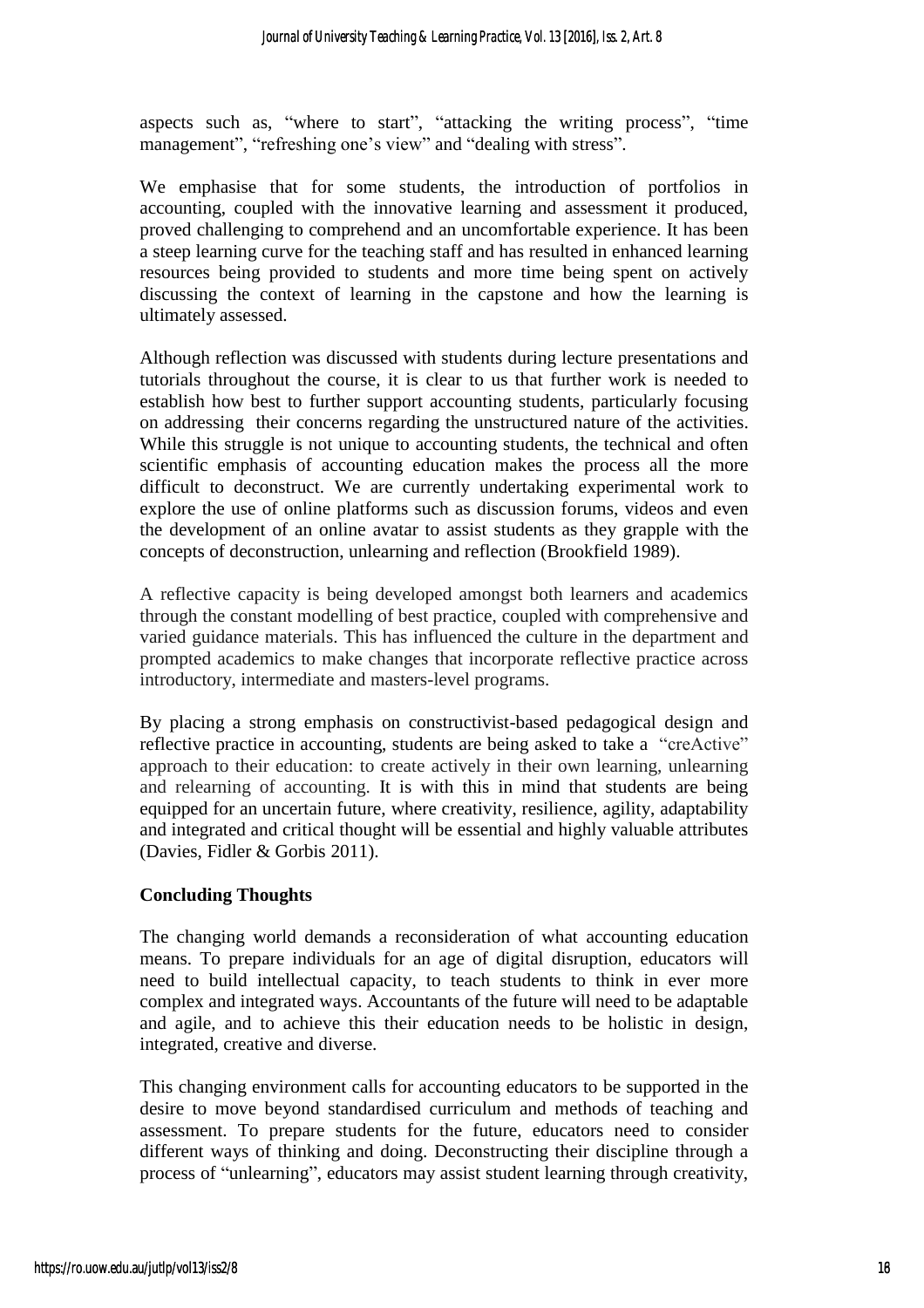aspects such as, "where to start", "attacking the writing process", "time management", "refreshing one's view" and "dealing with stress".

We emphasise that for some students, the introduction of portfolios in accounting, coupled with the innovative learning and assessment it produced, proved challenging to comprehend and an uncomfortable experience. It has been a steep learning curve for the teaching staff and has resulted in enhanced learning resources being provided to students and more time being spent on actively discussing the context of learning in the capstone and how the learning is ultimately assessed.

Although reflection was discussed with students during lecture presentations and tutorials throughout the course, it is clear to us that further work is needed to establish how best to further support accounting students, particularly focusing on addressing their concerns regarding the unstructured nature of the activities. While this struggle is not unique to accounting students, the technical and often scientific emphasis of accounting education makes the process all the more difficult to deconstruct. We are currently undertaking experimental work to explore the use of online platforms such as discussion forums, videos and even the development of an online avatar to assist students as they grapple with the concepts of deconstruction, unlearning and reflection (Brookfield 1989).

A reflective capacity is being developed amongst both learners and academics through the constant modelling of best practice, coupled with comprehensive and varied guidance materials. This has influenced the culture in the department and prompted academics to make changes that incorporate reflective practice across introductory, intermediate and masters-level programs.

By placing a strong emphasis on constructivist-based pedagogical design and reflective practice in accounting, students are being asked to take a "creActive" approach to their education: to create actively in their own learning, unlearning and relearning of accounting. It is with this in mind that students are being equipped for an uncertain future, where creativity, resilience, agility, adaptability and integrated and critical thought will be essential and highly valuable attributes (Davies, Fidler & Gorbis 2011).

**Concluding Thoughts**

The changing world demands a reconsideration of what accounting education means. To prepare individuals for an age of digital disruption, educators will need to build intellectual capacity, to teach students to think in ever more complex and integrated ways. Accountants of the future will need to be adaptable and agile, and to achieve this their education needs to be holistic in design, integrated, creative and diverse.

This changing environment calls for accounting educators to be supported in the desire to move beyond standardised curriculum and methods of teaching and assessment. To prepare students for the future, educators need to consider different ways of thinking and doing. Deconstructing their discipline through a process of "unlearning", educators may assist student learning through creativity,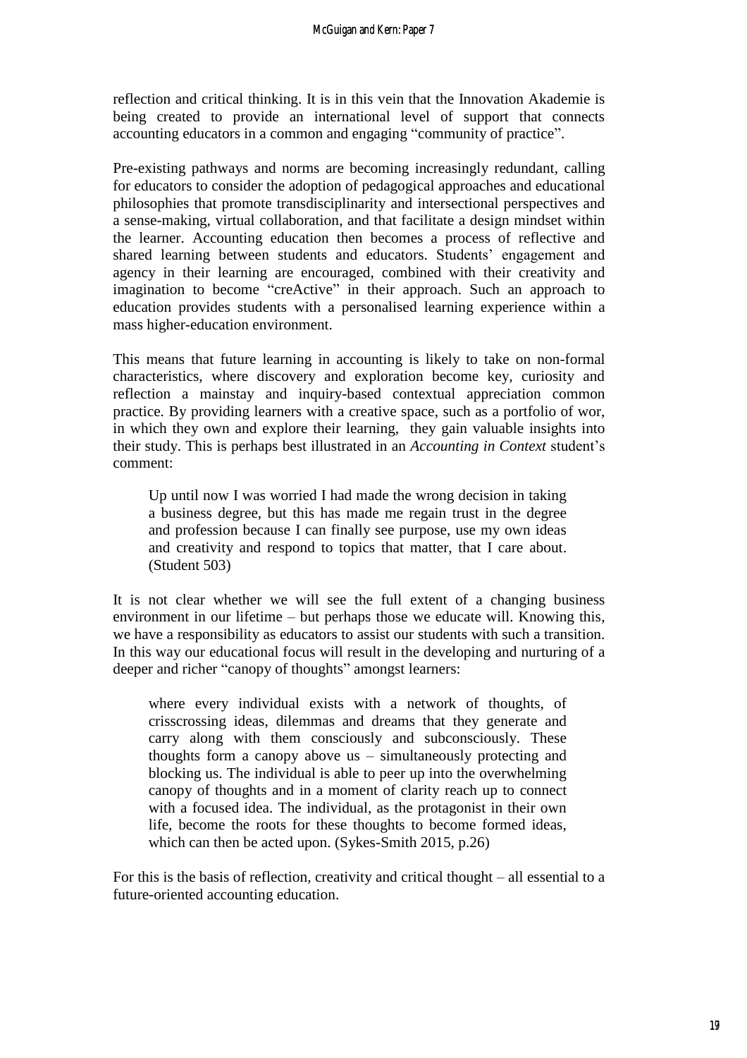reflection and critical thinking. It is in this vein that the Innovation Akademie is being created to provide an international level of support that connects accounting educators in a common and engaging "community of practice".

Pre-existing pathways and norms are becoming increasingly redundant, calling for educators to consider the adoption of pedagogical approaches and educational philosophies that promote transdisciplinarity and intersectional perspectives and a sense-making, virtual collaboration, and that facilitate a design mindset within the learner. Accounting education then becomes a process of reflective and shared learning between students and educators. Students' engagement and agency in their learning are encouraged, combined with their creativity and imagination to become "creActive" in their approach. Such an approach to education provides students with a personalised learning experience within a mass higher-education environment.

This means that future learning in accounting is likely to take on non-formal characteristics, where discovery and exploration become key, curiosity and reflection a mainstay and inquiry-based contextual appreciation common practice. By providing learners with a creative space, such as a portfolio of wor, in which they own and explore their learning, they gain valuable insights into their study. This is perhaps best illustrated in an *Accounting in Context* student's comment:

> Up until now I was worried I had made the wrong decision in taking a business degree, but this has made me regain trust in the degree and profession because I can finally see purpose, use my own ideas and creativity and respond to topics that matter, that I care about. (Student 503)

It is not clear whether we will see the full extent of a changing business environment in our lifetime – but perhaps those we educate will. Knowing this, we have a responsibility as educators to assist our students with such a transition. In this way our educational focus will result in the developing and nurturing of a deeper and richer "canopy of thoughts" amongst learners:

> where every individual exists with a network of thoughts, of crisscrossing ideas, dilemmas and dreams that they generate and carry along with them consciously and subconsciously. These thoughts form a canopy above us – simultaneously protecting and blocking us. The individual is able to peer up into the overwhelming canopy of thoughts and in a moment of clarity reach up to connect with a focused idea. The individual, as the protagonist in their own life, become the roots for these thoughts to become formed ideas, which can then be acted upon. (Sykes-Smith 2015, p.26)

For this is the basis of reflection, creativity and critical thought – all essential to a future-oriented accounting education.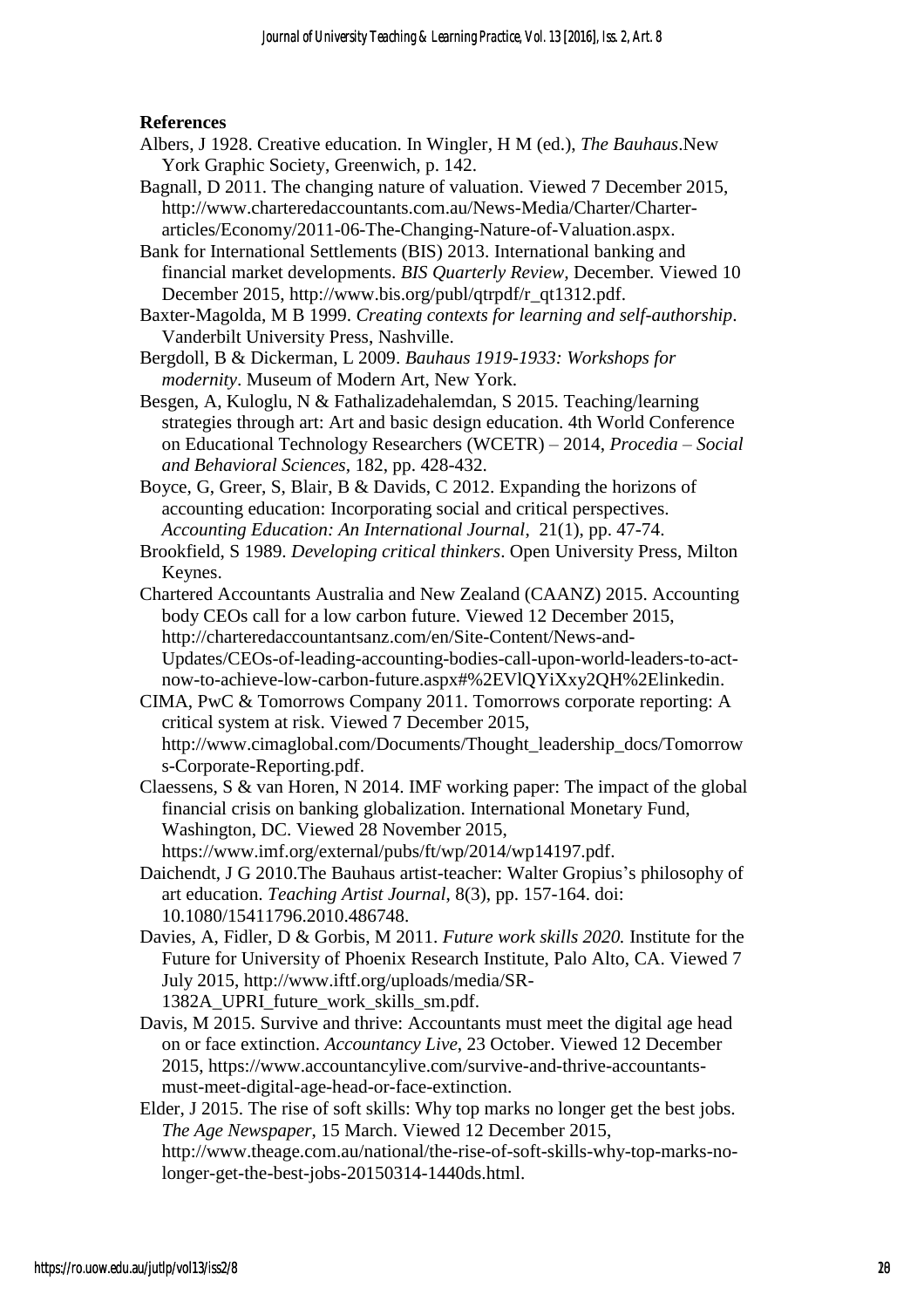**References**

Albers, J 1928. Creative education. In Wingler, H M (ed.), *The Bauhaus*.New York Graphic Society, Greenwich, p. 142.

Bagnall, D 2011. The changing nature of valuation. Viewed 7 December 2015, http://www.charteredaccountants.com.au/News-Media/Charter/Charter-articles/Economy/2011-06-The-Changing-Nature-of-Valuation.aspx.

Bank for International Settlements (BIS) 2013. International banking and financial market developments. *BIS Quarterly Review*, December. Viewed 10 December 2015, http://www.bis.org/publ/qtrpdf/r_qt1312.pdf.

Baxter-Magolda, M B 1999. *Creating contexts for learning and self-authorship*. Vanderbilt University Press, Nashville.

Bergdoll, B & Dickerman, L 2009. *Bauhaus 1919-1933: Workshops for modernity*. Museum of Modern Art, New York.

Besgen, A, Kuloglu, N & Fathalizadehalemdan, S 2015. Teaching/learning strategies through art: Art and basic design education. 4th World Conference on Educational Technology Researchers (WCETR) – 2014, *Procedia – Social and Behavioral Sciences*, 182, pp. 428-432.

Boyce, G, Greer, S, Blair, B & Davids, C 2012. Expanding the horizons of accounting education: Incorporating social and critical perspectives. *Accounting Education: An International Journal*, 21(1), pp. 47-74.

Brookfield, S 1989. *Developing critical thinkers*. Open University Press, Milton Keynes.

Chartered Accountants Australia and New Zealand (CAANZ) 2015. Accounting body CEOs call for a low carbon future. Viewed 12 December 2015, http://charteredaccountantsanz.com/en/Site-Content/News-and-Updates/CEOs-of-leading-accounting-bodies-call-upon-world-leaders-to-act-now-to-achieve-low-carbon-future.aspx#%2EVlQYiXxy2QH%2Elinkedin.

CIMA, PwC & Tomorrows Company 2011. Tomorrows corporate reporting: A critical system at risk. Viewed 7 December 2015, http://www.cimaglobal.com/Documents/Thought_leadership_docs/Tomorrows-Corporate-Reporting.pdf.

Claessens, S & van Horen, N 2014. IMF working paper: The impact of the global financial crisis on banking globalization. International Monetary Fund, Washington, DC. Viewed 28 November 2015, https://www.imf.org/external/pubs/ft/wp/2014/wp14197.pdf.

Daichendt, J G 2010.The Bauhaus artist-teacher: Walter Gropius's philosophy of art education. *Teaching Artist Journal*, 8(3), pp. 157-164. doi: 10.1080/15411796.2010.486748.

Davies, A, Fidler, D & Gorbis, M 2011. *Future work skills 2020.* Institute for the Future for University of Phoenix Research Institute, Palo Alto, CA. Viewed 7 July 2015, http://www.iftf.org/uploads/media/SR-1382A_UPRI_future_work_skills_sm.pdf.

Davis, M 2015. Survive and thrive: Accountants must meet the digital age head on or face extinction. *Accountancy Live*, 23 October. Viewed 12 December 2015, https://www.accountancylive.com/survive-and-thrive-accountants-must-meet-digital-age-head-or-face-extinction.

Elder, J 2015. The rise of soft skills: Why top marks no longer get the best jobs. *The Age Newspaper*, 15 March. Viewed 12 December 2015, http://www.theage.com.au/national/the-rise-of-soft-skills-why-top-marks-no-longer-get-the-best-jobs-20150314-1440ds.html.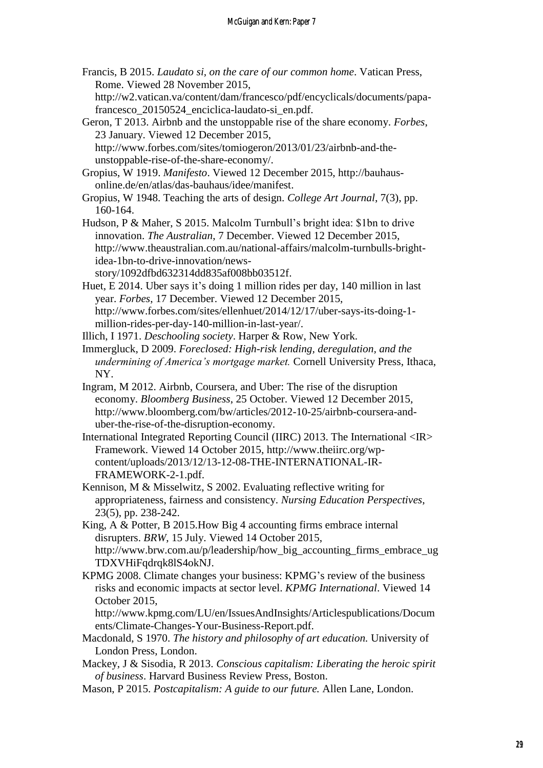Francis, B 2015. *Laudato si, on the care of our common home*. Vatican Press, Rome. Viewed 28 November 2015, http://w2.vatican.va/content/dam/francesco/pdf/encyclicals/documents/papa-francesco_20150524_enciclica-laudato-si_en.pdf.

Geron, T 2013. Airbnb and the unstoppable rise of the share economy. *Forbes*, 23 January. Viewed 12 December 2015, http://www.forbes.com/sites/tomiogeron/2013/01/23/airbnb-and-the-unstoppable-rise-of-the-share-economy/.

Gropius, W 1919. *Manifesto*. Viewed 12 December 2015, http://bauhaus-online.de/en/atlas/das-bauhaus/idee/manifest.

Gropius, W 1948. Teaching the arts of design. *College Art Journal*, 7(3), pp. 160-164.

Hudson, P & Maher, S 2015. Malcolm Turnbull's bright idea: $1bn to drive innovation. *The Australian*, 7 December. Viewed 12 December 2015, http://www.theaustralian.com.au/national-affairs/malcolm-turnbulls-bright-idea-1bn-to-drive-innovation/news-story/1092dfbd632314dd835af008bb03512f.

Huet, E 2014. Uber says it's doing 1 million rides per day, 140 million in last year. *Forbes*, 17 December. Viewed 12 December 2015, http://www.forbes.com/sites/ellenhuet/2014/12/17/uber-says-its-doing-1-million-rides-per-day-140-million-in-last-year/.

Illich, I 1971. *Deschooling society*. Harper & Row, New York.

Immergluck, D 2009. *Foreclosed: High-risk lending, deregulation, and the undermining of America's mortgage market.* Cornell University Press, Ithaca, NY.

Ingram, M 2012. Airbnb, Coursera, and Uber: The rise of the disruption economy. *Bloomberg Business*, 25 October. Viewed 12 December 2015, http://www.bloomberg.com/bw/articles/2012-10-25/airbnb-coursera-and-uber-the-rise-of-the-disruption-economy.

International Integrated Reporting Council (IIRC) 2013. The International <IR> Framework. Viewed 14 October 2015, http://www.theiirc.org/wp-content/uploads/2013/12/13-12-08-THE-INTERNATIONAL-IR-FRAMEWORK-2-1.pdf.

Kennison, M & Misselwitz, S 2002. Evaluating reflective writing for appropriateness, fairness and consistency. *Nursing Education Perspectives*, 23(5), pp. 238-242.

King, A & Potter, B 2015.How Big 4 accounting firms embrace internal disrupters. *BRW*, 15 July. Viewed 14 October 2015, http://www.brw.com.au/p/leadership/how_big_accounting_firms_embrace_ugTDXVHiFqdrqk8lS4okNJ.

KPMG 2008. Climate changes your business: KPMG's review of the business risks and economic impacts at sector level. *KPMG International*. Viewed 14 October 2015, http://www.kpmg.com/LU/en/IssuesAndInsights/Articlespublications/Documents/Climate-Changes-Your-Business-Report.pdf.

Macdonald, S 1970. *The history and philosophy of art education.* University of London Press, London.

Mackey, J & Sisodia, R 2013. *Conscious capitalism: Liberating the heroic spirit of business*. Harvard Business Review Press, Boston.

Mason, P 2015. *Postcapitalism: A guide to our future.* Allen Lane, London.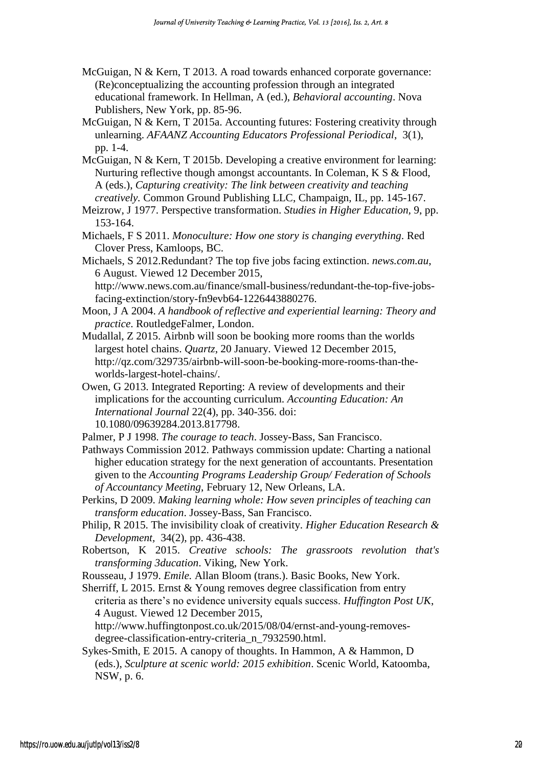McGuigan, N & Kern, T 2013. A road towards enhanced corporate governance: (Re)conceptualizing the accounting profession through an integrated educational framework. In Hellman, A (ed.), *Behavioral accounting*. Nova Publishers, New York, pp. 85-96.

McGuigan, N & Kern, T 2015a. Accounting futures: Fostering creativity through unlearning. *AFAANZ Accounting Educators Professional Periodical*, 3(1), pp. 1-4.

McGuigan, N & Kern, T 2015b. Developing a creative environment for learning: Nurturing reflective though amongst accountants. In Coleman, K S & Flood, A (eds.), *Capturing creativity: The link between creativity and teaching creatively*. Common Ground Publishing LLC, Champaign, IL, pp. 145-167.

Meizrow, J 1977. Perspective transformation. *Studies in Higher Education*, 9, pp. 153-164.

Michaels, F S 2011. *Monoculture: How one story is changing everything*. Red Clover Press, Kamloops, BC.

Michaels, S 2012.Redundant? The top five jobs facing extinction. *news.com.au*, 6 August. Viewed 12 December 2015, http://www.news.com.au/finance/small-business/redundant-the-top-five-jobs-facing-extinction/story-fn9evb64-1226443880276.

Moon, J A 2004. *A handbook of reflective and experiential learning: Theory and practice*. RoutledgeFalmer, London.

Mudallal, Z 2015. Airbnb will soon be booking more rooms than the worlds largest hotel chains. *Quartz*, 20 January. Viewed 12 December 2015, http://qz.com/329735/airbnb-will-soon-be-booking-more-rooms-than-the-worlds-largest-hotel-chains/.

Owen, G 2013. Integrated Reporting: A review of developments and their implications for the accounting curriculum. *Accounting Education: An International Journal* 22(4), pp. 340-356. doi: 10.1080/09639284.2013.817798.

Palmer, P J 1998. *The courage to teach*. Jossey-Bass, San Francisco.

Pathways Commission 2012. Pathways commission update: Charting a national higher education strategy for the next generation of accountants. Presentation given to the *Accounting Programs Leadership Group/ Federation of Schools of Accountancy Meeting*, February 12, New Orleans, LA.

Perkins, D 2009. *Making learning whole: How seven principles of teaching can transform education*. Jossey-Bass, San Francisco.

Philip, R 2015. The invisibility cloak of creativity. *Higher Education Research & Development*, 34(2), pp. 436-438.

Robertson, K 2015. *Creative schools: The grassroots revolution that's transforming 3ducation*. Viking, New York.

Rousseau, J 1979. *Emile.* Allan Bloom (trans.). Basic Books, New York.

Sherriff, L 2015. Ernst & Young removes degree classification from entry criteria as there's no evidence university equals success. *Huffington Post UK*, 4 August. Viewed 12 December 2015, http://www.huffingtonpost.co.uk/2015/08/04/ernst-and-young-removes-degree-classification-entry-criteria_n_7932590.html.

Sykes-Smith, E 2015. A canopy of thoughts. In Hammon, A & Hammon, D (eds.), *Sculpture at scenic world: 2015 exhibition*. Scenic World, Katoomba, NSW, p. 6.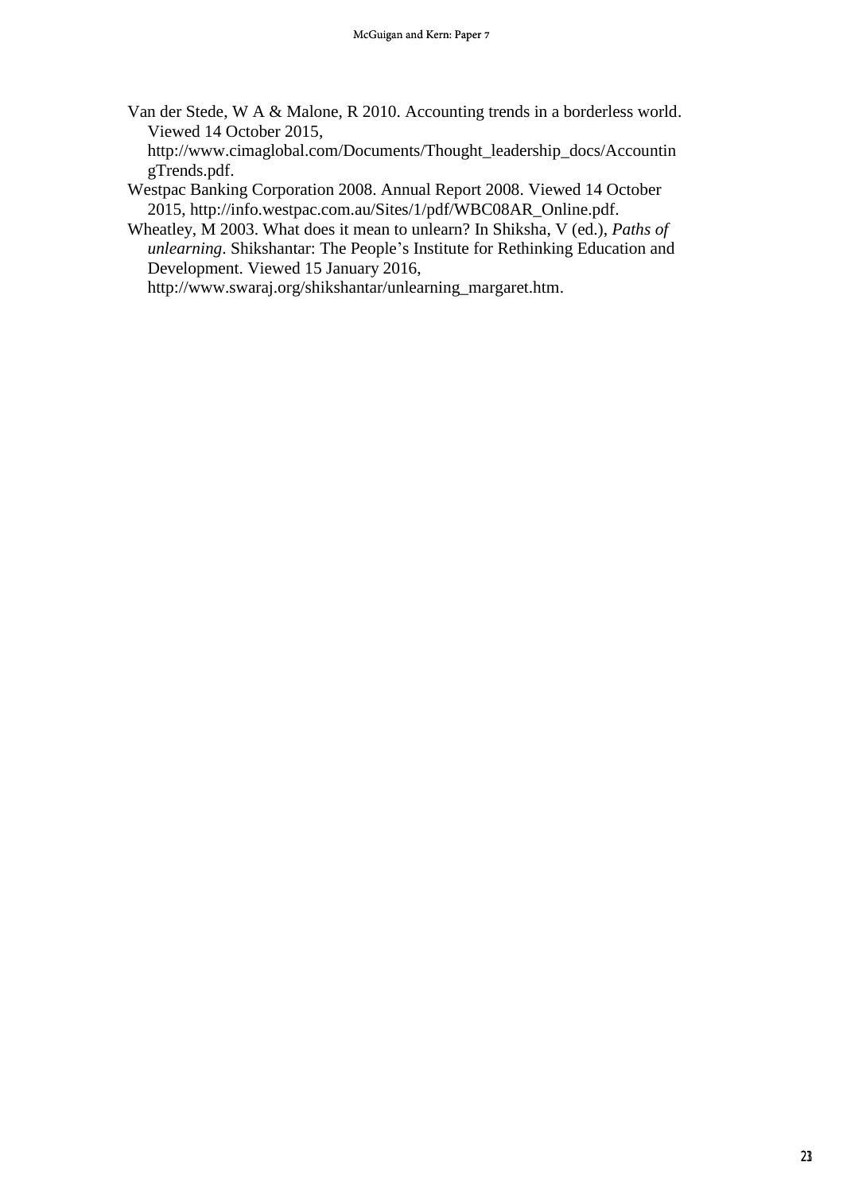Van der Stede, W A & Malone, R 2010. Accounting trends in a borderless world. Viewed 14 October 2015, http://www.cimaglobal.com/Documents/Thought_leadership_docs/AccountingTrends.pdf.

Westpac Banking Corporation 2008. Annual Report 2008. Viewed 14 October 2015, http://info.westpac.com.au/Sites/1/pdf/WBC08AR_Online.pdf.

Wheatley, M 2003. What does it mean to unlearn? In Shiksha, V (ed.), *Paths of unlearning*. Shikshantar: The People's Institute for Rethinking Education and Development. Viewed 15 January 2016, http://www.swaraj.org/shikshantar/unlearning_margaret.htm.